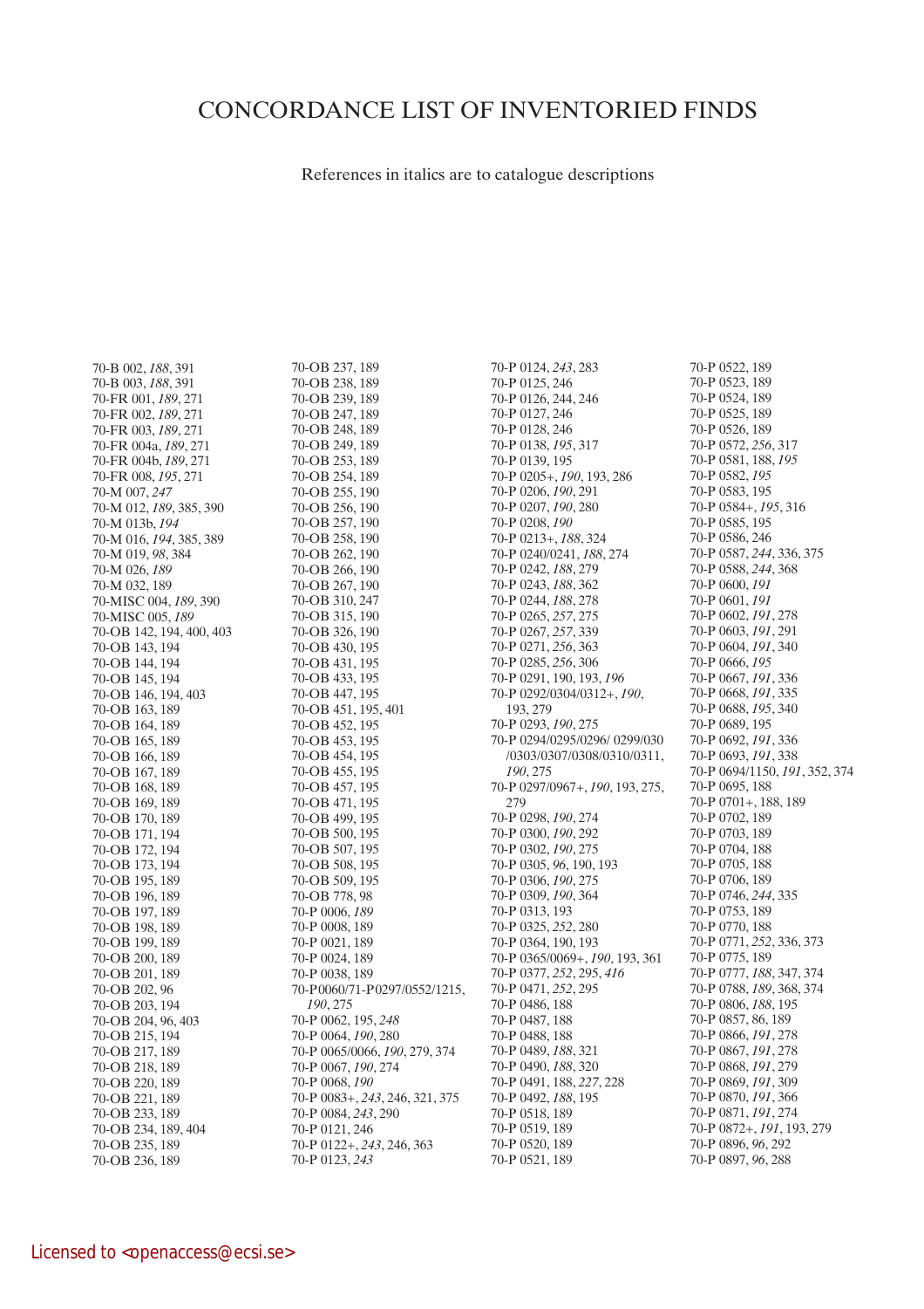# CONCORDANCE LIST OF INVENTORIED FINDS

References in italics are to catalogue descriptions

70-B 002, *188*, 391
70-B 003, *188*, 391
70-FR 001, *189*, 271
70-FR 002, *189*, 271
70-FR 003, *189*, 271
70-FR 004a, *189*, 271
70-FR 004b, *189*, 271
70-FR 008, *195*, 271
70-M 007, *247*
70-M 012, *189*, 385, 390
70-M 013b, *194*
70-M 016, *194*, 385, 389
70-M 019, *98*, 384
70-M 026, *189*
70-M 032, 189
70-MISC 004, *189*, 390
70-MISC 005, *189*
70-OB 142, 194, 400, 403
70-OB 143, 194
70-OB 144, 194
70-OB 145, 194
70-OB 146, 194, 403
70-OB 163, 189
70-OB 164, 189
70-OB 165, 189
70-OB 166, 189
70-OB 167, 189
70-OB 168, 189
70-OB 169, 189
70-OB 170, 189
70-OB 171, 194
70-OB 172, 194
70-OB 173, 194
70-OB 195, 189
70-OB 196, 189
70-OB 197, 189
70-OB 198, 189
70-OB 199, 189
70-OB 200, 189
70-OB 201, 189
70-OB 202, 96
70-OB 203, 194
70-OB 204, 96, 403
70-OB 215, 194
70-OB 217, 189
70-OB 218, 189
70-OB 220, 189
70-OB 221, 189
70-OB 233, 189
70-OB 234, 189, 404
70-OB 235, 189
70-OB 236, 189
70-OB 237, 189
70-OB 238, 189
70-OB 239, 189
70-OB 247, 189
70-OB 248, 189
70-OB 249, 189
70-OB 253, 189
70-OB 254, 189
70-OB 255, 190
70-OB 256, 190
70-OB 257, 190
70-OB 258, 190
70-OB 262, 190
70-OB 266, 190
70-OB 267, 190
70-OB 310, 247
70-OB 315, 190
70-OB 326, 190
70-OB 430, 195
70-OB 431, 195
70-OB 433, 195
70-OB 447, 195
70-OB 451, 195, 401
70-OB 452, 195
70-OB 453, 195
70-OB 454, 195
70-OB 455, 195
70-OB 457, 195
70-OB 471, 195
70-OB 499, 195
70-OB 500, 195
70-OB 507, 195
70-OB 508, 195
70-OB 509, 195
70-OB 778, 98
70-P 0006, *189*
70-P 0008, 189
70-P 0021, 189
70-P 0024, 189
70-P 0038, 189
70-P0060/71-P0297/0552/1215, *190*, 275
70-P 0062, 195, *248*
70-P 0064, *190*, 280
70-P 0065/0066, *190*, 279, 374
70-P 0067, *190*, 274
70-P 0068, *190*
70-P 0083+, *243*, 246, 321, 375
70-P 0084, *243*, 290
70-P 0121, 246
70-P 0122+, *243*, 246, 363
70-P 0123, *243*
70-P 0124, *243*, 283
70-P 0125, 246
70-P 0126, 244, 246
70-P 0127, 246
70-P 0128, 246
70-P 0138, *195*, 317
70-P 0139, 195
70-P 0205+, *190*, 193, 286
70-P 0206, *190*, 291
70-P 0207, *190*, 280
70-P 0208, *190*
70-P 0213+, *188*, 324
70-P 0240/0241, *188*, 274
70-P 0242, *188*, 279
70-P 0243, *188*, 362
70-P 0244, *188*, 278
70-P 0265, *257*, 275
70-P 0267, *257*, 339
70-P 0271, *256*, 363
70-P 0285, *256*, 306
70-P 0291, 190, 193, *196*
70-P 0292/0304/0312+, *190*, 193, 279
70-P 0293, *190*, 275
70-P 0294/0295/0296/ 0299/030 /0303/0307/0308/0310/0311, *190*, 275
70-P 0297/0967+, *190*, 193, 275, 279
70-P 0298, *190*, 274
70-P 0300, *190*, 292
70-P 0302, *190*, 275
70-P 0305, *96*, 190, 193
70-P 0306, *190*, 275
70-P 0309, *190*, 364
70-P 0313, 193
70-P 0325, *252*, 280
70-P 0364, 190, 193
70-P 0365/0069+, *190*, 193, 361
70-P 0377, *252*, 295, *416*
70-P 0471, *252*, 295
70-P 0486, 188
70-P 0487, 188
70-P 0488, 188
70-P 0489, *188*, 321
70-P 0490, *188*, 320
70-P 0491, 188, *227*, 228
70-P 0492, *188*, 195
70-P 0518, 189
70-P 0519, 189
70-P 0520, 189
70-P 0521, 189
70-P 0522, 189
70-P 0523, 189
70-P 0524, 189
70-P 0525, 189
70-P 0526, 189
70-P 0572, *256*, 317
70-P 0581, 188, *195*
70-P 0582, *195*
70-P 0583, 195
70-P 0584+, *195*, 316
70-P 0585, 195
70-P 0586, 246
70-P 0587, *244*, 336, 375
70-P 0588, *244*, 368
70-P 0600, *191*
70-P 0601, *191*
70-P 0602, *191*, 278
70-P 0603, *191*, 291
70-P 0604, *191*, 340
70-P 0666, *195*
70-P 0667, *191*, 336
70-P 0668, *191*, 335
70-P 0688, *195*, 340
70-P 0689, 195
70-P 0692, *191*, 336
70-P 0693, *191*, 338
70-P 0694/1150, *191*, 352, 374
70-P 0695, 188
70-P 0701+, 188, 189
70-P 0702, 189
70-P 0703, 189
70-P 0704, 188
70-P 0705, 188
70-P 0706, 189
70-P 0746, *244*, 335
70-P 0753, 189
70-P 0770, 188
70-P 0771, *252*, 336, 373
70-P 0775, 189
70-P 0777, *188*, 347, 374
70-P 0788, *189*, 368, 374
70-P 0806, *188*, 195
70-P 0857, 86, 189
70-P 0866, *191*, 278
70-P 0867, *191*, 278
70-P 0868, *191*, 279
70-P 0869, *191*, 309
70-P 0870, *191*, 366
70-P 0871, *191*, 274
70-P 0872+, *191*, 193, 279
70-P 0896, *96*, 292
70-P 0897, *96*, 288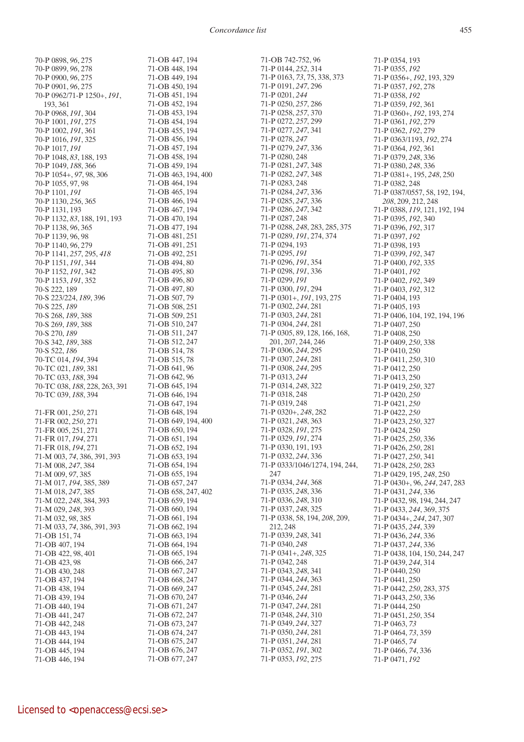70-P 0898, *96*, 275
70-P 0899, *96*, 278
70-P 0900, *96*, 275
70-P 0901, *96*, 275
70-P 0962/71-P 1250+, *191*, 193, 361
70-P 0968, *191*, 304
70-P 1001, *191*, 275
70-P 1002, *191*, 361
70-P 1016, *191*, 325
70-P 1017, *191*
70-P 1048, *83*, 188, 193
70-P 1049, *188*, 366
70-P 1054+, *97*, 98, 306
70-P 1055, 97, 98
70-P 1101, *191*
70-P 1130, *256*, 365
70-P 1131, 193
70-P 1132, *83*, 188, 191, 193
70-P 1138, *96*, 365
70-P 1139, 96, 98
70-P 1140, *96*, 279
70-P 1141, *257*, 295, *418*
70-P 1151, *191*, 344
70-P 1152, *191*, 342
70-P 1153, *191*, 352
70-S 222, 189
70-S 223/224, *189*, 396
70-S 225, *189*
70-S 268, *189*, 388
70-S 269, *189*, 388
70-S 270, *189*
70-S 342, *189*, 388
70-S 522, *186*
70-TC 014, *194*, 394
70-TC 021, *189*, 381
70-TC 033, *188*, 394
70-TC 038, *188*, 228, 263, 391
70-TC 039, *188*, 394

71-FR 001, *250*, 271
71-FR 002, *250*, 271
71-FR 005, 251, 271
71-FR 017, *194*, 271
71-FR 018, *194*, 271
71-M 003, *74*, 386, 391, 393
71-M 008, *247*, 384
71-M 009, *97*, 385
71-M 017, *194*, 385, 389
71-M 018, *247*, 385
71-M 022, *248*, 384, 393
71-M 029, *248*, 393
71-M 032, *98*, 385
71-M 033, *74*, 386, 391, 393
71-OB 151, 74
71-OB 407, 194
71-OB 422, 98, 401
71-OB 423, 98
71-OB 430, 248
71-OB 437, 194
71-OB 438, 194
71-OB 439, 194
71-OB 440, 194
71-OB 441, 247
71-OB 442, 248
71-OB 443, 194
71-OB 444, 194
71-OB 445, 194
71-OB 446, 194
71-OB 447, 194
71-OB 448, 194
71-OB 449, 194
71-OB 450, 194
71-OB 451, 194
71-OB 452, 194
71-OB 453, 194
71-OB 454, 194
71-OB 455, 194
71-OB 456, 194
71-OB 457, 194
71-OB 458, 194
71-OB 459, 194
71-OB 463, 194, 400
71-OB 464, 194
71-OB 465, 194
71-OB 466, 194
71-OB 467, 194
71-OB 470, 194
71-OB 477, 194
71-OB 481, 251
71-OB 491, 251
71-OB 492, 251
71-OB 494, 80
71-OB 495, 80
71-OB 496, 80
71-OB 497, 80
71-OB 507, 79
71-OB 508, 251
71-OB 509, 251
71-OB 510, 247
71-OB 511, 247
71-OB 512, 247
71-OB 514, 78
71-OB 515, 78
71-OB 641, 96
71-OB 642, 96
71-OB 645, 194
71-OB 646, 194
71-OB 647, 194
71-OB 648, 194
71-OB 649, 194, 400
71-OB 650, 194
71-OB 651, 194
71-OB 652, 194
71-OB 653, 194
71-OB 654, 194
71-OB 655, 194
71-OB 657, 247
71-OB 658, 247, 402
71-OB 659, 194
71-OB 660, 194
71-OB 661, 194
71-OB 662, 194
71-OB 663, 194
71-OB 664, 194
71-OB 665, 194
71-OB 666, 247
71-OB 667, 247
71-OB 668, 247
71-OB 669, 247
71-OB 670, 247
71-OB 671, 247
71-OB 672, 247
71-OB 673, 247
71-OB 674, 247
71-OB 675, 247
71-OB 676, 247
71-OB 677, 247
71-OB 742-752, 96
71-P 0144, *252*, 314
71-P 0163, *73*, 75, 338, 373
71-P 0191, *247*, 296
71-P 0201, *244*
71-P 0250, *257*, 286
71-P 0258, *257*, 370
71-P 0272, *257*, 299
71-P 0277, *247*, 341
71-P 0278, *247*
71-P 0279, *247*, 336
71-P 0280, 248
71-P 0281, *247*, 348
71-P 0282, *247*, 348
71-P 0283, 248
71-P 0284, *247*, 336
71-P 0285, *247*, 336
71-P 0286, *247*, 342
71-P 0287, 248
71-P 0288, *248*, 283, 285, 375
71-P 0289, *191*, 274, 374
71-P 0294, 193
71-P 0295, *191*
71-P 0296, *191*, 354
71-P 0298, *191*, 336
71-P 0299, *191*
71-P 0300, *191*, 294
71-P 0301+, *191*, 193, 275
71-P 0302, *244*, 281
71-P 0303, *244*, 281
71-P 0304, *244*, 281
71-P 0305, 89, 128, 166, 168, 201, 207, 244, 246
71-P 0306, *244*, 295
71-P 0307, *244*, 281
71-P 0308, *244*, 295
71-P 0313, *244*
71-P 0314, *248*, 322
71-P 0318, 248
71-P 0319, 248
71-P 0320+, *248*, 282
71-P 0321, *248*, 363
71-P 0328, *191*, 275
71-P 0329, *191*, 274
71-P 0330, 191, 193
71-P 0332, *244*, 336
71-P 0333/1046/1274, 194, 244, 247
71-P 0334, *244*, 368
71-P 0335, *248*, 336
71-P 0336, *248*, 310
71-P 0337, *248*, 325
71-P 0338, 58, 194, *208*, 209, 212, 248
71-P 0339, *248*, 341
71-P 0340, *248*
71-P 0341+, *248*, 325
71-P 0342, 248
71-P 0343, *248*, 341
71-P 0344, *244*, 363
71-P 0345, *244*, 281
71-P 0346, *244*
71-P 0347, *244*, 281
71-P 0348, *244*, 310
71-P 0349, *244*, 327
71-P 0350, *244*, 281
71-P 0351, *244*, 281
71-P 0352, *191*, 302
71-P 0353, *192*, 275
71-P 0354, 193
71-P 0355, *192*
71-P 0356+, *192*, 193, 329
71-P 0357, *192*, 278
71-P 0358, *192*
71-P 0359, *192*, 361
71-P 0360+, *192*, 193, 274
71-P 0361, *192*, 279
71-P 0362, *192*, 279
71-P 0363/1193, *192*, 274
71-P 0364, *192*, 361
71-P 0379, *248*, 336
71-P 0380, *248*, 336
71-P 0381+, 195, *248*, 250
71-P 0382, 248
71-P 0387/0557, 58, 192, 194, *208*, 209, 212, 248
71-P 0388, *119*, 121, 192, 194
71-P 0395, *192*, 340
71-P 0396, *192*, 317
71-P 0397, *192*
71-P 0398, 193
71-P 0399, *192*, 347
71-P 0400, *192*, 335
71-P 0401, *192*
71-P 0402, *192*, 349
71-P 0403, *192*, 312
71-P 0404, 193
71-P 0405, 193
71-P 0406, 104, 192, 194, 196
71-P 0407, 250
71-P 0408, 250
71-P 0409, *250*, 338
71-P 0410, 250
71-P 0411, *250*, 310
71-P 0412, 250
71-P 0413, 250
71-P 0419, *250*, 327
71-P 0420, *250*
71-P 0421, *250*
71-P 0422, *250*
71-P 0423, *250*, 327
71-P 0424, 250
71-P 0425, *250*, 336
71-P 0426, *250*, 281
71-P 0427, *250*, 341
71-P 0428, *250*, 283
71-P 0429, 195, *248*, 250
71-P 0430+, 96, *244*, 247, 283
71-P 0431, *244*, 336
71-P 0432, 98, 194, 244, 247
71-P 0433, *244*, 369, 375
71-P 0434+, *244*, 247, 307
71-P 0435, *244*, 339
71-P 0436, *244*, 336
71-P 0437, *244*, 336
71-P 0438, 104, 150, 244, 247
71-P 0439, *244*, 314
71-P 0440, 250
71-P 0441, 250
71-P 0442, *250*, 283, 375
71-P 0443, *250*, 336
71-P 0444, 250
71-P 0451, *250*, 354
71-P 0463, *73*
71-P 0464, *73*, 359
71-P 0465, *74*
71-P 0466, *74*, 336
71-P 0471, *192*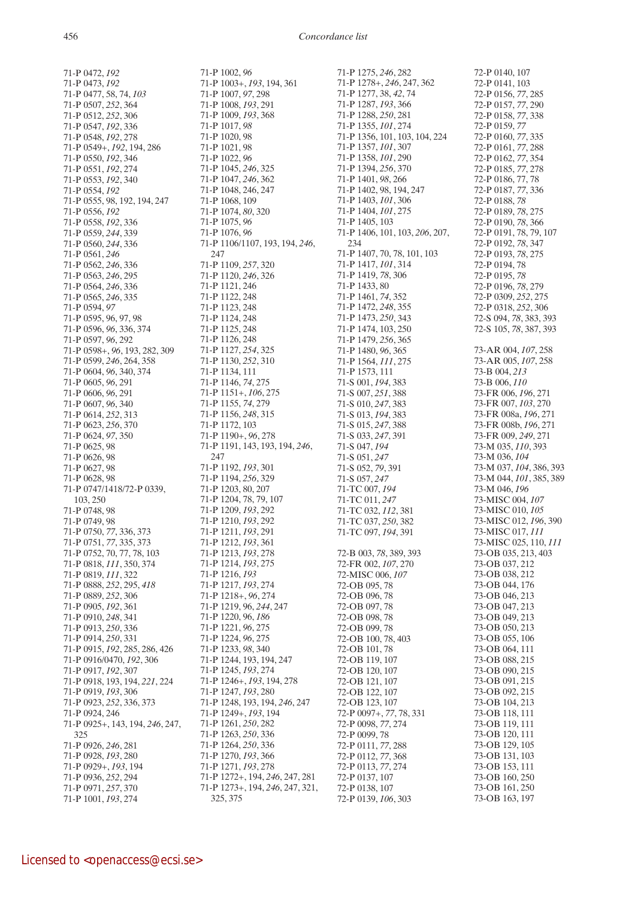71-P 0472, *192*
71-P 0473, *192*
71-P 0477, 58, 74, *103*
71-P 0507, *252*, 364
71-P 0512, *252*, 306
71-P 0547, *192*, 336
71-P 0548, *192*, 278
71-P 0549+, *192*, 194, 286
71-P 0550, *192*, 346
71-P 0551, *192*, 274
71-P 0553, *192*, 340
71-P 0554, *192*
71-P 0555, 98, 192, 194, 247
71-P 0556, *192*
71-P 0558, *192*, 336
71-P 0559, *244*, 339
71-P 0560, *244*, 336
71-P 0561, *246*
71-P 0562, *246*, 336
71-P 0563, *246*, 295
71-P 0564, *246*, 336
71-P 0565, *246*, 335
71-P 0594, *97*
71-P 0595, 96, 97, 98
71-P 0596, *96*, 336, 374
71-P 0597, *96*, 292
71-P 0598+, *96*, 193, 282, 309
71-P 0599, *246*, 264, 358
71-P 0604, *96*, 340, 374
71-P 0605, *96*, 291
71-P 0606, *96*, 291
71-P 0607, *96*, 340
71-P 0614, *252*, 313
71-P 0623, *256*, 370
71-P 0624, *97*, 350
71-P 0625, 98
71-P 0626, 98
71-P 0627, 98
71-P 0628, 98
71-P 0747/1418/72-P 0339, 103, 250
71-P 0748, 98
71-P 0749, 98
71-P 0750, *77*, 336, 373
71-P 0751, *77*, 335, 373
71-P 0752, 70, 77, 78, 103
71-P 0818, *111*, 350, 374
71-P 0819, *111*, 322
71-P 0888, *252*, 295, *418*
71-P 0889, *252*, 306
71-P 0905, *192*, 361
71-P 0910, *248*, 341
71-P 0913, *250*, 336
71-P 0914, *250*, 331
71-P 0915, *192*, 285, 286, 426
71-P 0916/0470, *192*, 306
71-P 0917, *192*, 307
71-P 0918, 193, 194, *221*, 224
71-P 0919, *193*, 306
71-P 0923, *252*, 336, 373
71-P 0924, 246
71-P 0925+, 143, 194, *246*, 247, 325
71-P 0926, *246*, 281
71-P 0928, *193*, 280
71-P 0929+, *193*, 194
71-P 0936, *252*, 294
71-P 0971, *257*, 370
71-P 1001, *193*, 274
71-P 1002, *96*
71-P 1003+, *193*, 194, 361
71-P 1007, *97*, 298
71-P 1008, *193*, 291
71-P 1009, *193*, 368
71-P 1017, *98*
71-P 1020, 98
71-P 1021, 98
71-P 1022, *96*
71-P 1045, *246*, 325
71-P 1047, *246*, 362
71-P 1048, 246, 247
71-P 1068, 109
71-P 1074, *80*, 320
71-P 1075, *96*
71-P 1076, *96*
71-P 1106/1107, 193, 194, *246*, 247
71-P 1109, *257*, 320
71-P 1120, *246*, 326
71-P 1121, 246
71-P 1122, 248
71-P 1123, 248
71-P 1124, 248
71-P 1125, 248
71-P 1126, 248
71-P 1127, *254*, 325
71-P 1130, *252*, 310
71-P 1134, 111
71-P 1146, *74*, 275
71-P 1151+, *106*, 275
71-P 1155, *74*, 279
71-P 1156, *248*, 315
71-P 1172, 103
71-P 1190+, *96*, 278
71-P 1191, 143, 193, 194, *246*, 247
71-P 1192, *193*, 301
71-P 1194, *256*, 329
71-P 1203, 80, 207
71-P 1204, 78, 79, 107
71-P 1209, *193*, 292
71-P 1210, *193*, 292
71-P 1211, *193*, 291
71-P 1212, *193*, 361
71-P 1213, *193*, 278
71-P 1214, *193*, 275
71-P 1216, *193*
71-P 1217, *193*, 274
71-P 1218+, *96*, 274
71-P 1219, 96, *244*, 247
71-P 1220, 96, *186*
71-P 1221, *96*, 275
71-P 1224, *96*, 275
71-P 1233, *98*, 340
71-P 1244, 193, 194, 247
71-P 1245, *193*, 274
71-P 1246+, *193*, 194, 278
71-P 1247, *193*, 280
71-P 1248, 193, 194, *246*, 247
71-P 1249+, *193*, 194
71-P 1261, *250*, 282
71-P 1263, *250*, 336
71-P 1264, *250*, 336
71-P 1270, *193*, 366
71-P 1271, *193*, 278
71-P 1272+, 194, *246*, 247, 281
71-P 1273+, 194, *246*, 247, 321, 325, 375
71-P 1275, *246*, 282
71-P 1278+, *246*, 247, 362
71-P 1277, 38, *42*, 74
71-P 1287, *193*, 366
71-P 1288, *250*, 281
71-P 1355, *101*, 274
71-P 1356, 101, 103, 104, 224
71-P 1357, *101*, 307
71-P 1358, *101*, 290
71-P 1394, *256*, 370
71-P 1401, *98*, 266
71-P 1402, 98, 194, 247
71-P 1403, *101*, 306
71-P 1404, *101*, 275
71-P 1405, 103
71-P 1406, 101, 103, *206*, 207, 234
71-P 1407, 70, 78, 101, 103
71-P 1417, *101*, 314
71-P 1419, *78*, 306
71-P 1433, 80
71-P 1461, *74*, 352
71-P 1472, *248*, 355
71-P 1473, *250*, 343
71-P 1474, 103, 250
71-P 1479, *256*, 365
71-P 1480, *96*, 365
71-P 1564, *111*, 275
71-P 1573, 111
71-S 001, *194*, 383
71-S 007, *251*, 388
71-S 010, *247*, 383
71-S 013, *194*, 383
71-S 015, *247*, 388
71-S 033, *247*, 391
71-S 047, *194*
71-S 051, *247*
71-S 052, *79*, 391
71-S 057, *247*
71-TC 007, *194*
71-TC 011, *247*
71-TC 032, *112*, 381
71-TC 037, *250*, 382
71-TC 097, *194*, 391

72-B 003, *78*, 389, 393
72-FR 002, *107*, 270
72-MISC 006, *107*
72-OB 095, 78
72-OB 096, 78
72-OB 097, 78
72-OB 098, 78
72-OB 099, 78
72-OB 100, 78, 403
72-OB 101, 78
72-OB 119, 107
72-OB 120, 107
72-OB 121, 107
72-OB 122, 107
72-OB 123, 107
72-P 0097+, *77*, 78, 331
72-P 0098, *77*, 274
72-P 0099, 78
72-P 0111, *77*, 288
72-P 0112, *77*, 368
72-P 0113, *77*, 274
72-P 0137, 107
72-P 0138, 107
72-P 0139, *106*, 303
72-P 0140, 107
72-P 0141, 103
72-P 0156, *77*, 285
72-P 0157, *77*, 290
72-P 0158, *77*, 338
72-P 0159, *77*
72-P 0160, *77*, 335
72-P 0161, *77*, 288
72-P 0162, *77*, 354
72-P 0185, *77*, 278
72-P 0186, 77, 78
72-P 0187, *77*, 336
72-P 0188, *78*
72-P 0189, *78*, 275
72-P 0190, *78*, 366
72-P 0191, 78, 79, 107
72-P 0192, *78*, 347
72-P 0193, *78*, 275
72-P 0194, 78
72-P 0195, *78*
72-P 0196, *78*, 279
72-P 0309, *252*, 275
72-P 0318, *252*, 306
72-S 094, *78*, 383, 393
72-S 105, *78*, 387, 393

73-AR 004, *107*, 258
73-AR 005, *107*, 258
73-B 004, *213*
73-B 006, *110*
73-FR 006, *196*, 271
73-FR 007, *103*, 270
73-FR 008a, *196*, 271
73-FR 008b, *196*, 271
73-FR 009, *249*, 271
73-M 035, *110*, 393
73-M 036, *104*
73-M 037, *104*, 386, 393
73-M 044, *101*, 385, 389
73-M 046, *196*
73-MISC 004, *107*
73-MISC 010, *105*
73-MISC 012, *196*, 390
73-MISC 017, *111*
73-MISC 025, 110, *111*
73-OB 035, 213, 403
73-OB 037, 212
73-OB 038, 212
73-OB 044, 176
73-OB 046, 213
73-OB 047, 213
73-OB 049, 213
73-OB 050, 213
73-OB 055, 106
73-OB 064, 111
73-OB 088, 215
73-OB 090, 215
73-OB 091, 215
73-OB 092, 215
73-OB 104, 213
73-OB 118, 111
73-OB 119, 111
73-OB 120, 111
73-OB 129, 105
73-OB 131, 103
73-OB 153, 111
73-OB 160, 250
73-OB 161, 250
73-OB 163, 197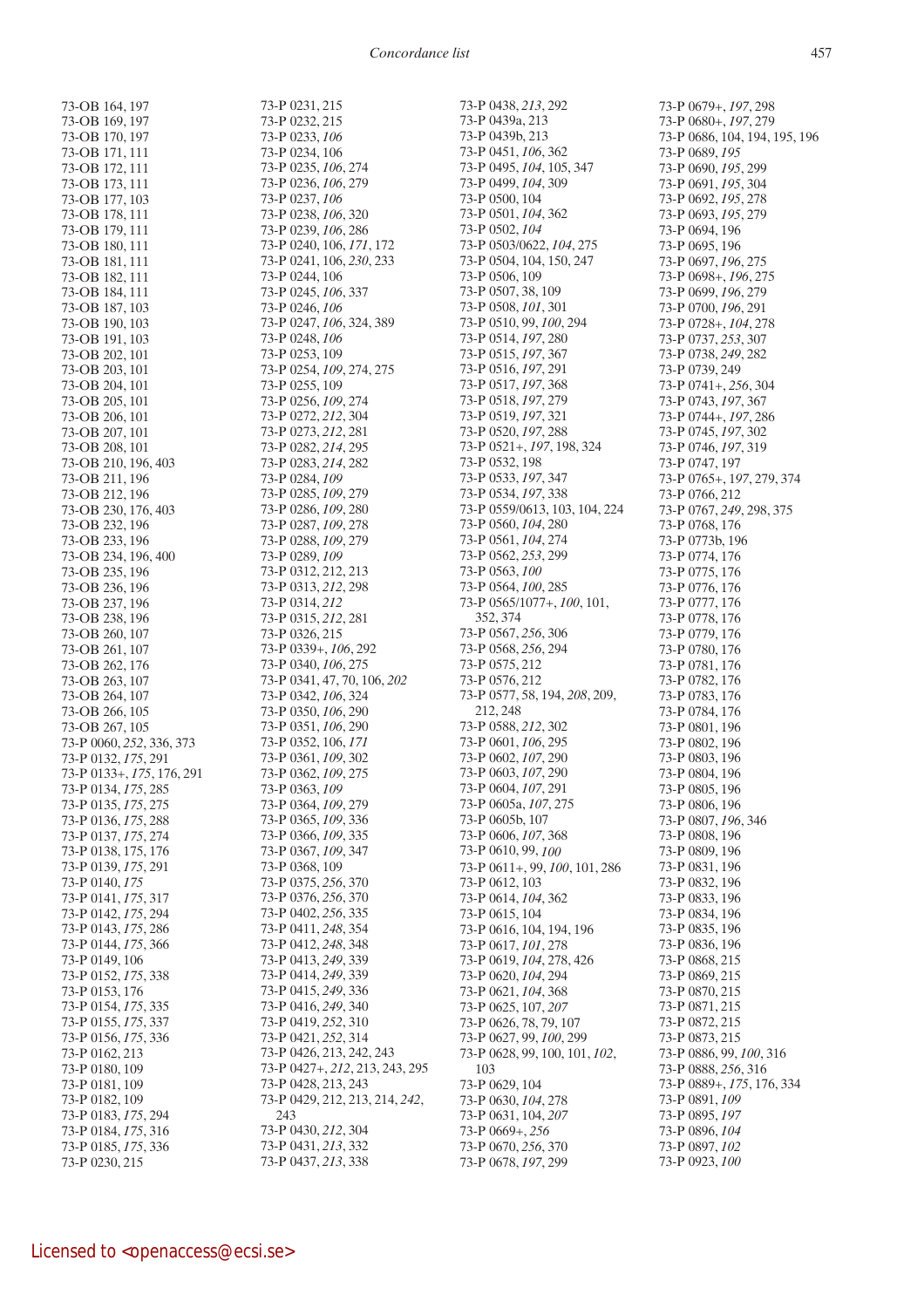73-OB 164, 197
73-OB 169, 197
73-OB 170, 197
73-OB 171, 111
73-OB 172, 111
73-OB 173, 111
73-OB 177, 103
73-OB 178, 111
73-OB 179, 111
73-OB 180, 111
73-OB 181, 111
73-OB 182, 111
73-OB 184, 111
73-OB 187, 103
73-OB 190, 103
73-OB 191, 103
73-OB 202, 101
73-OB 203, 101
73-OB 204, 101
73-OB 205, 101
73-OB 206, 101
73-OB 207, 101
73-OB 208, 101
73-OB 210, 196, 403
73-OB 211, 196
73-OB 212, 196
73-OB 230, 176, 403
73-OB 232, 196
73-OB 233, 196
73-OB 234, 196, 400
73-OB 235, 196
73-OB 236, 196
73-OB 237, 196
73-OB 238, 196
73-OB 260, 107
73-OB 261, 107
73-OB 262, 176
73-OB 263, 107
73-OB 264, 107
73-OB 266, 105
73-OB 267, 105
73-P 0060, *252*, 336, 373
73-P 0132, *175*, 291
73-P 0133+, *175*, 176, 291
73-P 0134, *175*, 285
73-P 0135, *175*, 275
73-P 0136, *175*, 288
73-P 0137, *175*, 274
73-P 0138, 175, 176
73-P 0139, *175*, 291
73-P 0140, *175*
73-P 0141, *175*, 317
73-P 0142, *175*, 294
73-P 0143, *175*, 286
73-P 0144, *175*, 366
73-P 0149, 106
73-P 0152, *175*, 338
73-P 0153, 176
73-P 0154, *175*, 335
73-P 0155, *175*, 337
73-P 0156, *175*, 336
73-P 0162, 213
73-P 0180, 109
73-P 0181, 109
73-P 0182, 109
73-P 0183, *175*, 294
73-P 0184, *175*, 316
73-P 0185, *175*, 336
73-P 0230, 215
73-P 0231, 215
73-P 0232, 215
73-P 0233, *106*
73-P 0234, 106
73-P 0235, *106*, 274
73-P 0236, *106*, 279
73-P 0237, *106*
73-P 0238, *106*, 320
73-P 0239, *106*, 286
73-P 0240, 106, *171*, 172
73-P 0241, 106, *230*, 233
73-P 0244, 106
73-P 0245, *106*, 337
73-P 0246, *106*
73-P 0247, *106*, 324, 389
73-P 0248, *106*
73-P 0253, 109
73-P 0254, *109*, 274, 275
73-P 0255, 109
73-P 0256, *109*, 274
73-P 0272, *212*, 304
73-P 0273, *212*, 281
73-P 0282, *214*, 295
73-P 0283, *214*, 282
73-P 0284, *109*
73-P 0285, *109*, 279
73-P 0286, *109*, 280
73-P 0287, *109*, 278
73-P 0288, *109*, 279
73-P 0289, *109*
73-P 0312, 212, 213
73-P 0313, *212*, 298
73-P 0314, *212*
73-P 0315, *212*, 281
73-P 0326, 215
73-P 0339+, *106*, 292
73-P 0340, *106*, 275
73-P 0341, 47, 70, 106, *202*
73-P 0342, *106*, 324
73-P 0350, *106*, 290
73-P 0351, *106*, 290
73-P 0352, 106, *171*
73-P 0361, *109*, 302
73-P 0362, *109*, 275
73-P 0363, *109*
73-P 0364, *109*, 279
73-P 0365, *109*, 336
73-P 0366, *109*, 335
73-P 0367, *109*, 347
73-P 0368, 109
73-P 0375, *256*, 370
73-P 0376, *256*, 370
73-P 0402, *256*, 335
73-P 0411, *248*, 354
73-P 0412, *248*, 348
73-P 0413, *249*, 339
73-P 0414, *249*, 339
73-P 0415, *249*, 336
73-P 0416, *249*, 340
73-P 0419, *252*, 310
73-P 0421, *252*, 314
73-P 0426, 213, 242, 243
73-P 0427+, *212*, 213, 243, 295
73-P 0428, 213, 243
73-P 0429, 212, 213, 214, *242*, 243
73-P 0430, *212*, 304
73-P 0431, *213*, 332
73-P 0437, *213*, 338
73-P 0438, *213*, 292
73-P 0439a, 213
73-P 0439b, 213
73-P 0451, *106*, 362
73-P 0495, *104*, 105, 347
73-P 0499, *104*, 309
73-P 0500, 104
73-P 0501, *104*, 362
73-P 0502, *104*
73-P 0503/0622, *104*, 275
73-P 0504, 104, 150, 247
73-P 0506, 109
73-P 0507, 38, 109
73-P 0508, *101*, 301
73-P 0510, 99, *100*, 294
73-P 0514, *197*, 280
73-P 0515, *197*, 367
73-P 0516, *197*, 291
73-P 0517, *197*, 368
73-P 0518, *197*, 279
73-P 0519, *197*, 321
73-P 0520, *197*, 288
73-P 0521+, *197*, 198, 324
73-P 0532, 198
73-P 0533, *197*, 347
73-P 0534, *197*, 338
73-P 0559/0613, 103, 104, 224
73-P 0560, *104*, 280
73-P 0561, *104*, 274
73-P 0562, *253*, 299
73-P 0563, *100*
73-P 0564, *100*, 285
73-P 0565/1077+, *100*, 101, 352, 374
73-P 0567, *256*, 306
73-P 0568, *256*, 294
73-P 0575, 212
73-P 0576, 212
73-P 0577, 58, 194, *208*, 209, 212, 248
73-P 0588, *212*, 302
73-P 0601, *106*, 295
73-P 0602, *107*, 290
73-P 0603, *107*, 290
73-P 0604, *107*, 291
73-P 0605a, *107*, 275
73-P 0605b, 107
73-P 0606, *107*, 368
73-P 0610, 99, *100*
73-P 0611+, 99, *100*, 101, 286
73-P 0612, 103
73-P 0614, *104*, 362
73-P 0615, 104
73-P 0616, 104, 194, 196
73-P 0617, *101*, 278
73-P 0619, *104*, 278, 426
73-P 0620, *104*, 294
73-P 0621, *104*, 368
73-P 0625, 107, *207*
73-P 0626, 78, 79, 107
73-P 0627, 99, *100*, 299
73-P 0628, 99, 100, 101, *102*, 103
73-P 0629, 104
73-P 0630, *104*, 278
73-P 0631, 104, *207*
73-P 0669+, *256*
73-P 0670, *256*, 370
73-P 0678, *197*, 299
73-P 0679+, *197*, 298
73-P 0680+, *197*, 279
73-P 0686, 104, 194, 195, 196
73-P 0689, *195*
73-P 0690, *195*, 299
73-P 0691, *195*, 304
73-P 0692, *195*, 278
73-P 0693, *195*, 279
73-P 0694, 196
73-P 0695, 196
73-P 0697, *196*, 275
73-P 0698+, *196*, 275
73-P 0699, *196*, 279
73-P 0700, *196*, 291
73-P 0728+, *104*, 278
73-P 0737, *253*, 307
73-P 0738, *249*, 282
73-P 0739, 249
73-P 0741+, *256*, 304
73-P 0743, *197*, 367
73-P 0744+, *197*, 286
73-P 0745, *197*, 302
73-P 0746, *197*, 319
73-P 0747, 197
73-P 0765+, *197*, 279, 374
73-P 0766, 212
73-P 0767, *249*, 298, 375
73-P 0768, 176
73-P 0773b, 196
73-P 0774, 176
73-P 0775, 176
73-P 0776, 176
73-P 0777, 176
73-P 0778, 176
73-P 0779, 176
73-P 0780, 176
73-P 0781, 176
73-P 0782, 176
73-P 0783, 176
73-P 0784, 176
73-P 0801, 196
73-P 0802, 196
73-P 0803, 196
73-P 0804, 196
73-P 0805, 196
73-P 0806, 196
73-P 0807, *196*, 346
73-P 0808, 196
73-P 0809, 196
73-P 0831, 196
73-P 0832, 196
73-P 0833, 196
73-P 0834, 196
73-P 0835, 196
73-P 0836, 196
73-P 0868, 215
73-P 0869, 215
73-P 0870, 215
73-P 0871, 215
73-P 0872, 215
73-P 0873, 215
73-P 0886, 99, *100*, 316
73-P 0888, *256*, 316
73-P 0889+, *175*, 176, 334
73-P 0891, *109*
73-P 0895, *197*
73-P 0896, *104*
73-P 0897, *102*
73-P 0923, *100*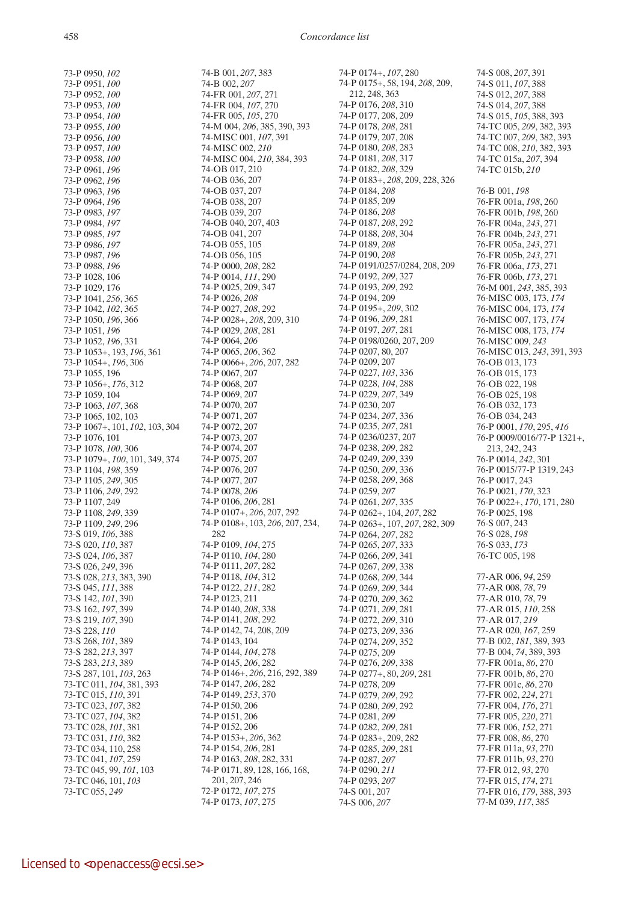73-P 0950, *102*
73-P 0951, *100*
73-P 0952, *100*
73-P 0953, *100*
73-P 0954, *100*
73-P 0955, *100*
73-P 0956, *100*
73-P 0957, *100*
73-P 0958, *100*
73-P 0961, *196*
73-P 0962, *196*
73-P 0963, *196*
73-P 0964, *196*
73-P 0983, *197*
73-P 0984, *197*
73-P 0985, *197*
73-P 0986, *197*
73-P 0987, *196*
73-P 0988, *196*
73-P 1028, 106
73-P 1029, 176
73-P 1041, *256*, 365
73-P 1042, *102*, 365
73-P 1050, *196*, 366
73-P 1051, *196*
73-P 1052, *196*, 331
73-P 1053+, 193, *196*, 361
73-P 1054+, *196*, 306
73-P 1055, 196
73-P 1056+, *176*, 312
73-P 1059, 104
73-P 1063, *107*, 368
73-P 1065, 102, 103
73-P 1067+, 101, *102*, 103, 304
73-P 1076, 101
73-P 1078, *100*, 306
73-P 1079+, *100*, 101, 349, 374
73-P 1104, *198*, 359
73-P 1105, *249*, 305
73-P 1106, *249*, 292
73-P 1107, 249
73-P 1108, *249*, 339
73-P 1109, *249*, 296
73-S 019, *106*, 388
73-S 020, *110*, 387
73-S 024, *106*, 387
73-S 026, *249*, 396
73-S 028, *213*, 383, 390
73-S 045, *111*, 388
73-S 142, *101*, 390
73-S 162, *197*, 399
73-S 219, *107*, 390
73-S 228, *110*
73-S 268, *101*, 389
73-S 282, *213*, 397
73-S 283, *213*, 389
73-S 287, 101, *103*, 263
73-TC 011, *104*, 381, 393
73-TC 015, *110*, 391
73-TC 023, *107*, 382
73-TC 027, *104*, 382
73-TC 028, *101*, 381
73-TC 031, *110*, 382
73-TC 034, 110, 258
73-TC 041, *107*, 259
73-TC 045, 99, *101*, 103
73-TC 046, 101, *103*
73-TC 055, *249*

74-B 001, *207*, 383
74-B 002, *207*
74-FR 001, *207*, 271
74-FR 004, *107*, 270
74-FR 005, *105*, 270
74-M 004, *206*, 385, 390, 393
74-MISC 001, *107*, 391
74-MISC 002, *210*
74-MISC 004, *210*, 384, 393
74-OB 017, 210
74-OB 036, 207
74-OB 037, 207
74-OB 038, 207
74-OB 039, 207
74-OB 040, 207, 403
74-OB 041, 207
74-OB 055, 105
74-OB 056, 105
74-P 0000, *208*, 282
74-P 0014, *111*, 290
74-P 0025, 209, 347
74-P 0026, *208*
74-P 0027, *208*, 292
74-P 0028+, *208*, 209, 310
74-P 0029, *208*, 281
74-P 0064, *206*
74-P 0065, *206*, 362
74-P 0066+, *206*, 207, 282
74-P 0067, 207
74-P 0068, 207
74-P 0069, 207
74-P 0070, 207
74-P 0071, 207
74-P 0072, 207
74-P 0073, 207
74-P 0074, 207
74-P 0075, 207
74-P 0076, 207
74-P 0077, 207
74-P 0078, *206*
74-P 0106, *206*, 281
74-P 0107+, *206*, 207, 292
74-P 0108+, 103, *206*, 207, 234, 282
74-P 0109, *104*, 275
74-P 0110, *104*, 280
74-P 0111, *207*, 282
74-P 0118, *104*, 312
74-P 0122, *211*, 282
74-P 0123, 211
74-P 0140, *208*, 338
74-P 0141, *208*, 292
74-P 0142, 74, 208, 209
74-P 0143, 104
74-P 0144, *104*, 278
74-P 0145, *206*, 282
74-P 0146+, *206*, 216, 292, 389
74-P 0147, *206*, 282
74-P 0149, *253*, 370
74-P 0150, 206
74-P 0151, 206
74-P 0152, 206
74-P 0153+, *206*, 362
74-P 0154, *206*, 281
74-P 0163, *208*, 282, 331
74-P 0171, 89, 128, 166, 168, 201, 207, 246
72-P 0172, *107*, 275
74-P 0173, *107*, 275

74-P 0174+, *107*, 280
74-P 0175+, 58, 194, *208*, 209, 212, 248, 363
74-P 0176, *208*, 310
74-P 0177, 208, 209
74-P 0178, *208*, 281
74-P 0179, 207, 208
74-P 0180, *208*, 283
74-P 0181, *208*, 317
74-P 0182, *208*, 329
74-P 0183+, *208*, 209, 228, 326
74-P 0184, *208*
74-P 0185, 209
74-P 0186, *208*
74-P 0187, *208*, 292
74-P 0188, *208*, 304
74-P 0189, *208*
74-P 0190, *208*
74-P 0191/0257/0284, 208, 209
74-P 0192, *209*, 327
74-P 0193, *209*, 292
74-P 0194, 209
74-P 0195+, *209*, 302
74-P 0196, *209*, 281
74-P 0197, *207*, 281
74-P 0198/0260, 207, 209
74-P 0207, 80, 207
74-P 0209, 207
74-P 0227, *103*, 336
74-P 0228, *104*, 288
74-P 0229, *207*, 349
74-P 0230, 207
74-P 0234, *207*, 336
74-P 0235, *207*, 281
74-P 0236/0237, 207
74-P 0238, *209*, 282
74-P 0249, *209*, 339
74-P 0250, *209*, 336
74-P 0258, *209*, 368
74-P 0259, *207*
74-P 0261, *207*, 335
74-P 0262+, 104, *207*, 282
74-P 0263+, 107, *207*, 282, 309
74-P 0264, *207*, 282
74-P 0265, *207*, 333
74-P 0266, *209*, 341
74-P 0267, *209*, 338
74-P 0268, *209*, 344
74-P 0269, *209*, 344
74-P 0270, *209*, 362
74-P 0271, *209*, 281
74-P 0272, *209*, 310
74-P 0273, *209*, 336
74-P 0274, *209*, 352
74-P 0275, 209
74-P 0276, *209*, 338
74-P 0277+, 80, *209*, 281
74-P 0278, 209
74-P 0279, *209*, 292
74-P 0280, *209*, 292
74-P 0281, *209*
74-P 0282, *209*, 281
74-P 0283+, 209, 282
74-P 0285, *209*, 281
74-P 0287, *207*
74-P 0290, *211*
74-P 0293, *207*
74-S 001, 207
74-S 006, *207*

74-S 008, *207*, 391
74-S 011, *107*, 388
74-S 012, *207*, 388
74-S 014, *207*, 388
74-S 015, *105*, 388, 393
74-TC 005, *209*, 382, 393
74-TC 007, *209*, 382, 393
74-TC 008, *210*, 382, 393
74-TC 015a, *207*, 394
74-TC 015b, *210*

76-B 001, *198*
76-FR 001a, *198*, 260
76-FR 001b, *198*, 260
76-FR 004a, *243*, 271
76-FR 004b, *243*, 271
76-FR 005a, *243*, 271
76-FR 005b, *243*, 271
76-FR 006a, *173*, 271
76-FR 006b, *173*, 271
76-M 001, *243*, 385, 393
76-MISC 003, 173, *174*
76-MISC 004, 173, *174*
76-MISC 007, 173, *174*
76-MISC 008, 173, *174*
76-MISC 009, *243*
76-MISC 013, *243*, 391, 393
76-OB 013, 173
76-OB 015, 173
76-OB 022, 198
76-OB 025, 198
76-OB 032, 173
76-OB 034, 243
76-P 0001, *170*, 295, *416*
76-P 0009/0016/77-P 1321+, 213, 242, 243
76-P 0014, *242*, 301
76-P 0015/77-P 1319, 243
76-P 0017, 243
76-P 0021, *170*, 323
76-P 0022+, *170*, 171, 280
76-P 0025, 198
76-S 007, 243
76-S 028, *198*
76-S 033, *173*
76-TC 005, 198

77-AR 006, *94*, 259
77-AR 008, *78*, 79
77-AR 010, *78*, 79
77-AR 015, *110*, 258
77-AR 017, *219*
77-AR 020, *167*, 259
77-B 002, *181*, 389, 393
77-B 004, *74*, 389, 393
77-FR 001a, *86*, 270
77-FR 001b, *86*, 270
77-FR 001c, *86*, 270
77-FR 002, *224*, 271
77-FR 004, *176*, 271
77-FR 005, *220*, 271
77-FR 006, *152*, 271
77-FR 008, *86*, 270
77-FR 011a, *93*, 270
77-FR 011b, *93*, 270
77-FR 012, *93*, 270
77-FR 015, *174*, 271
77-FR 016, *179*, 388, 393
77-M 039, *117*, 385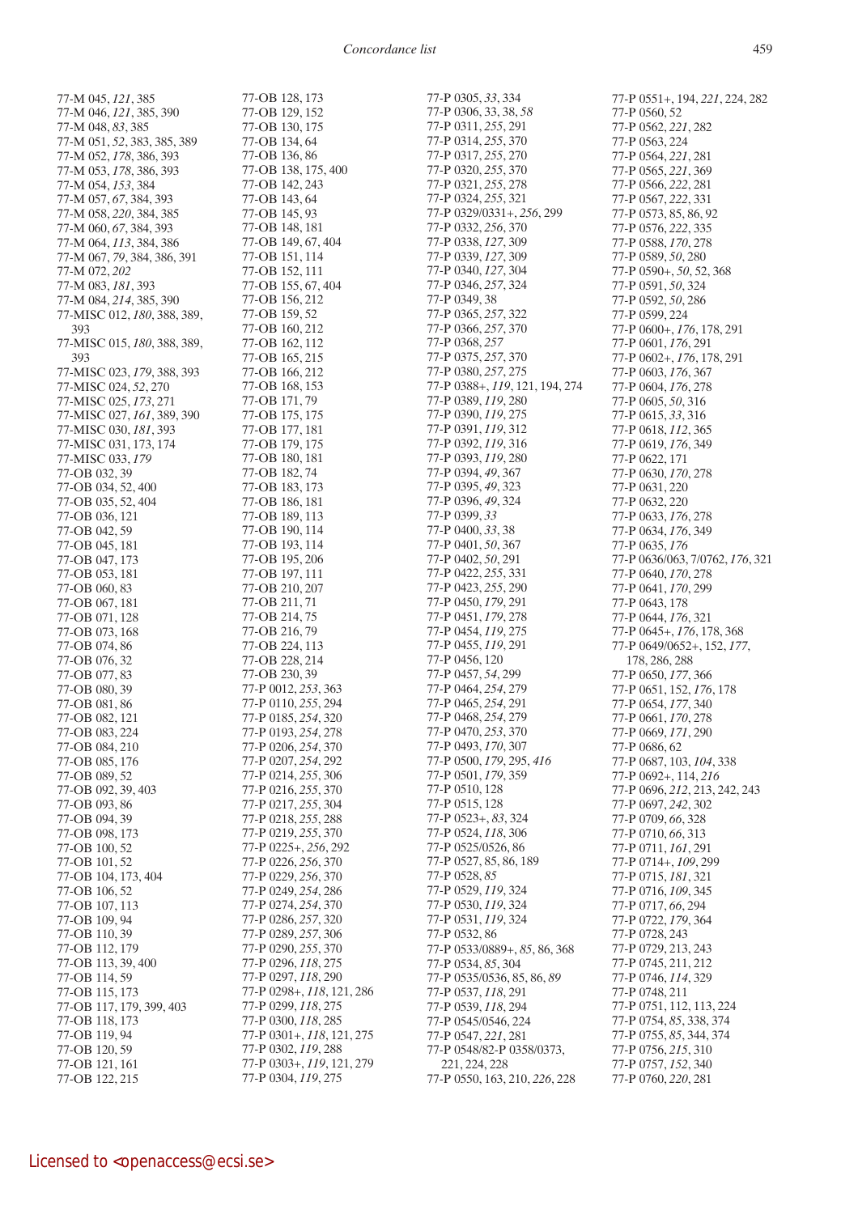77-M 045, *121*, 385
77-M 046, *121*, 385, 390
77-M 048, *83*, 385
77-M 051, *52*, 383, 385, 389
77-M 052, *178*, 386, 393
77-M 053, *178*, 386, 393
77-M 054, *153*, 384
77-M 057, *67*, 384, 393
77-M 058, *220*, 384, 385
77-M 060, *67*, 384, 393
77-M 064, *113*, 384, 386
77-M 067, *79*, 384, 386, 391
77-M 072, *202*
77-M 083, *181*, 393
77-M 084, *214*, 385, 390
77-MISC 012, *180*, 388, 389, 393
77-MISC 015, *180*, 388, 389, 393
77-MISC 023, *179*, 388, 393
77-MISC 024, *52*, 270
77-MISC 025, *173*, 271
77-MISC 027, *161*, 389, 390
77-MISC 030, *181*, 393
77-MISC 031, 173, 174
77-MISC 033, *179*
77-OB 032, 39
77-OB 034, 52, 400
77-OB 035, 52, 404
77-OB 036, 121
77-OB 042, 59
77-OB 045, 181
77-OB 047, 173
77-OB 053, 181
77-OB 060, 83
77-OB 067, 181
77-OB 071, 128
77-OB 073, 168
77-OB 074, 86
77-OB 076, 32
77-OB 077, 83
77-OB 080, 39
77-OB 081, 86
77-OB 082, 121
77-OB 083, 224
77-OB 084, 210
77-OB 085, 176
77-OB 089, 52
77-OB 092, 39, 403
77-OB 093, 86
77-OB 094, 39
77-OB 098, 173
77-OB 100, 52
77-OB 101, 52
77-OB 104, 173, 404
77-OB 106, 52
77-OB 107, 113
77-OB 109, 94
77-OB 110, 39
77-OB 112, 179
77-OB 113, 39, 400
77-OB 114, 59
77-OB 115, 173
77-OB 117, 179, 399, 403
77-OB 118, 173
77-OB 119, 94
77-OB 120, 59
77-OB 121, 161
77-OB 122, 215
77-OB 128, 173
77-OB 129, 152
77-OB 130, 175
77-OB 134, 64
77-OB 136, 86
77-OB 138, 175, 400
77-OB 142, 243
77-OB 143, 64
77-OB 145, 93
77-OB 148, 181
77-OB 149, 67, 404
77-OB 151, 114
77-OB 152, 111
77-OB 155, 67, 404
77-OB 156, 212
77-OB 159, 52
77-OB 160, 212
77-OB 162, 112
77-OB 165, 215
77-OB 166, 212
77-OB 168, 153
77-OB 171, 79
77-OB 175, 175
77-OB 177, 181
77-OB 179, 175
77-OB 180, 181
77-OB 182, 74
77-OB 183, 173
77-OB 186, 181
77-OB 189, 113
77-OB 190, 114
77-OB 193, 114
77-OB 195, 206
77-OB 197, 111
77-OB 210, 207
77-OB 211, 71
77-OB 214, 75
77-OB 216, 79
77-OB 224, 113
77-OB 228, 214
77-OB 230, 39
77-P 0012, *253*, 363
77-P 0110, *255*, 294
77-P 0185, *254*, 320
77-P 0193, *254*, 278
77-P 0206, *254*, 370
77-P 0207, *254*, 292
77-P 0214, *255*, 306
77-P 0216, *255*, 370
77-P 0217, *255*, 304
77-P 0218, *255*, 288
77-P 0219, *255*, 370
77-P 0225+, *256*, 292
77-P 0226, *256*, 370
77-P 0229, *256*, 370
77-P 0249, *254*, 286
77-P 0274, *254*, 370
77-P 0286, *257*, 320
77-P 0289, *257*, 306
77-P 0290, *255*, 370
77-P 0296, *118*, 275
77-P 0297, *118*, 290
77-P 0298+, *118*, 121, 286
77-P 0299, *118*, 275
77-P 0300, *118*, 285
77-P 0301+, *118*, 121, 275
77-P 0302, *119*, 288
77-P 0303+, *119*, 121, 279
77-P 0304, *119*, 275
77-P 0305, *33*, 334
77-P 0306, 33, 38, *58*
77-P 0311, *255*, 291
77-P 0314, *255*, 370
77-P 0317, *255*, 270
77-P 0320, *255*, 370
77-P 0321, *255*, 278
77-P 0324, *255*, 321
77-P 0329/0331+, *256*, 299
77-P 0332, *256*, 370
77-P 0338, *127*, 309
77-P 0339, *127*, 309
77-P 0340, *127*, 304
77-P 0346, *257*, 324
77-P 0349, 38
77-P 0365, *257*, 322
77-P 0366, *257*, 370
77-P 0368, *257*
77-P 0375, *257*, 370
77-P 0380, *257*, 275
77-P 0388+, *119*, 121, 194, 274
77-P 0389, *119*, 280
77-P 0390, *119*, 275
77-P 0391, *119*, 312
77-P 0392, *119*, 316
77-P 0393, *119*, 280
77-P 0394, *49*, 367
77-P 0395, *49*, 323
77-P 0396, *49*, 324
77-P 0399, *33*
77-P 0400, *33*, 38
77-P 0401, *50*, 367
77-P 0402, *50*, 291
77-P 0422, *255*, 331
77-P 0423, *255*, 290
77-P 0450, *179*, 291
77-P 0451, *179*, 278
77-P 0454, *119*, 275
77-P 0455, *119*, 291
77-P 0456, 120
77-P 0457, *54*, 299
77-P 0464, *254*, 279
77-P 0465, *254*, 291
77-P 0468, *254*, 279
77-P 0470, *253*, 370
77-P 0493, *170*, 307
77-P 0500, *179*, 295, *416*
77-P 0501, *179*, 359
77-P 0510, 128
77-P 0515, 128
77-P 0523+, *83*, 324
77-P 0524, *118*, 306
77-P 0525/0526, 86
77-P 0527, 85, 86, 189
77-P 0528, *85*
77-P 0529, *119*, 324
77-P 0530, *119*, 324
77-P 0531, *119*, 324
77-P 0532, 86
77-P 0533/0889+, *85*, 86, 368
77-P 0534, *85*, 304
77-P 0535/0536, 85, 86, *89*
77-P 0537, *118*, 291
77-P 0539, *118*, 294
77-P 0545/0546, 224
77-P 0547, *221*, 281
77-P 0548/82-P 0358/0373, 221, 224, 228
77-P 0550, 163, 210, *226*, 228
77-P 0551+, 194, *221*, 224, 282
77-P 0560, 52
77-P 0562, *221*, 282
77-P 0563, 224
77-P 0564, *221*, 281
77-P 0565, *221*, 369
77-P 0566, *222*, 281
77-P 0567, *222*, 331
77-P 0573, 85, 86, 92
77-P 0576, *222*, 335
77-P 0588, *170*, 278
77-P 0589, *50*, 280
77-P 0590+, *50*, 52, 368
77-P 0591, *50*, 324
77-P 0592, *50*, 286
77-P 0599, 224
77-P 0600+, *176*, 178, 291
77-P 0601, *176*, 291
77-P 0602+, *176*, 178, 291
77-P 0603, *176*, 367
77-P 0604, *176*, 278
77-P 0605, *50*, 316
77-P 0615, *33*, 316
77-P 0618, *112*, 365
77-P 0619, *176*, 349
77-P 0622, 171
77-P 0630, *170*, 278
77-P 0631, 220
77-P 0632, 220
77-P 0633, *176*, 278
77-P 0634, *176*, 349
77-P 0635, *176*
77-P 0636/063, 7/0762, *176*, 321
77-P 0640, *170*, 278
77-P 0641, *170*, 299
77-P 0643, 178
77-P 0644, *176*, 321
77-P 0645+, *176*, 178, 368
77-P 0649/0652+, 152, *177*, 178, 286, 288
77-P 0650, *177*, 366
77-P 0651, 152, *176*, 178
77-P 0654, *177*, 340
77-P 0661, *170*, 278
77-P 0669, *171*, 290
77-P 0686, 62
77-P 0687, 103, *104*, 338
77-P 0692+, 114, *216*
77-P 0696, *212*, 213, 242, 243
77-P 0697, *242*, 302
77-P 0709, *66*, 328
77-P 0710, *66*, 313
77-P 0711, *161*, 291
77-P 0714+, *109*, 299
77-P 0715, *181*, 321
77-P 0716, *109*, 345
77-P 0717, *66*, 294
77-P 0722, *179*, 364
77-P 0728, 243
77-P 0729, 213, 243
77-P 0745, 211, 212
77-P 0746, *114*, 329
77-P 0748, 211
77-P 0751, 112, 113, 224
77-P 0754, *85*, 338, 374
77-P 0755, *85*, 344, 374
77-P 0756, *215*, 310
77-P 0757, *152*, 340
77-P 0760, *220*, 281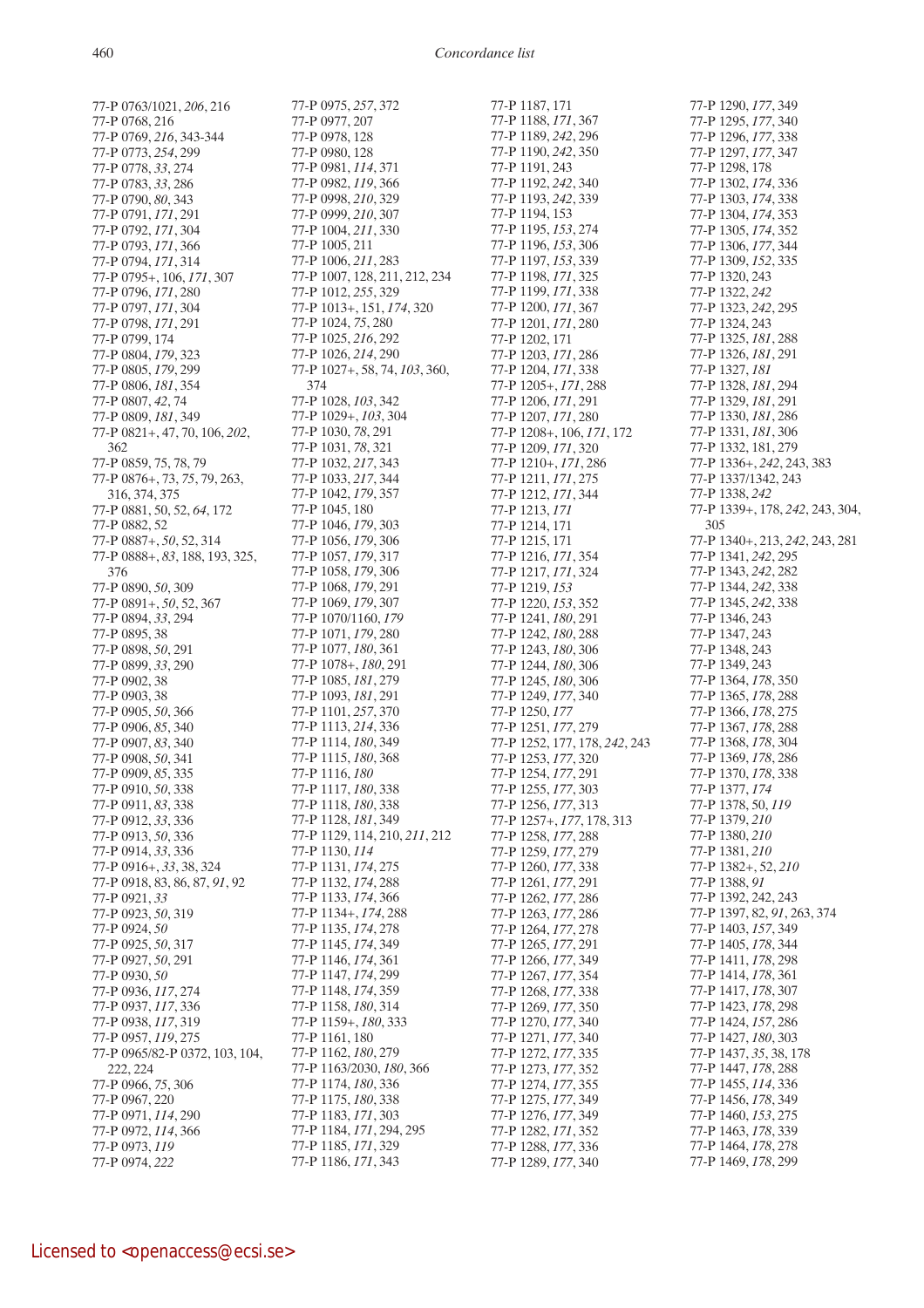77-P 0763/1021, *206*, 216
77-P 0768, 216
77-P 0769, *216*, 343-344
77-P 0773, *254*, 299
77-P 0778, *33*, 274
77-P 0783, *33*, 286
77-P 0790, *80*, 343
77-P 0791, *171*, 291
77-P 0792, *171*, 304
77-P 0793, *171*, 366
77-P 0794, *171*, 314
77-P 0795+, 106, *171*, 307
77-P 0796, *171*, 280
77-P 0797, *171*, 304
77-P 0798, *171*, 291
77-P 0799, 174
77-P 0804, *179*, 323
77-P 0805, *179*, 299
77-P 0806, *181*, 354
77-P 0807, *42*, 74
77-P 0809, *181*, 349
77-P 0821+, 47, 70, 106, *202*, 362
77-P 0859, 75, 78, 79
77-P 0876+, 73, *75*, 79, 263, 316, 374, 375
77-P 0881, 50, 52, *64*, 172
77-P 0882, 52
77-P 0887+, *50*, 52, 314
77-P 0888+, *83*, 188, 193, 325, 376
77-P 0890, *50*, 309
77-P 0891+, *50*, 52, 367
77-P 0894, *33*, 294
77-P 0895, 38
77-P 0898, *50*, 291
77-P 0899, *33*, 290
77-P 0902, 38
77-P 0903, 38
77-P 0905, *50*, 366
77-P 0906, *85*, 340
77-P 0907, *83*, 340
77-P 0908, *50*, 341
77-P 0909, *85*, 335
77-P 0910, *50*, 338
77-P 0911, *83*, 338
77-P 0912, *33*, 336
77-P 0913, *50*, 336
77-P 0914, *33*, 336
77-P 0916+, *33*, 38, 324
77-P 0918, 83, 86, 87, *91*, 92
77-P 0921, *33*
77-P 0923, *50*, 319
77-P 0924, *50*
77-P 0925, *50*, 317
77-P 0927, *50*, 291
77-P 0930, *50*
77-P 0936, *117*, 274
77-P 0937, *117*, 336
77-P 0938, *117*, 319
77-P 0957, *119*, 275
77-P 0965/82-P 0372, 103, 104, 222, 224
77-P 0966, *75*, 306
77-P 0967, 220
77-P 0971, *114*, 290
77-P 0972, *114*, 366
77-P 0973, *119*
77-P 0974, *222*
77-P 0975, *257*, 372
77-P 0977, 207
77-P 0978, 128
77-P 0980, 128
77-P 0981, *114*, 371
77-P 0982, *119*, 366
77-P 0998, *210*, 329
77-P 0999, *210*, 307
77-P 1004, *211*, 330
77-P 1005, 211
77-P 1006, *211*, 283
77-P 1007, 128, 211, 212, 234
77-P 1012, *255*, 329
77-P 1013+, 151, *174*, 320
77-P 1024, *75*, 280
77-P 1025, *216*, 292
77-P 1026, *214*, 290
77-P 1027+, 58, 74, *103*, 360, 374
77-P 1028, *103*, 342
77-P 1029+, *103*, 304
77-P 1030, *78*, 291
77-P 1031, *78*, 321
77-P 1032, *217*, 343
77-P 1033, *217*, 344
77-P 1042, *179*, 357
77-P 1045, 180
77-P 1046, *179*, 303
77-P 1056, *179*, 306
77-P 1057, *179*, 317
77-P 1058, *179*, 306
77-P 1068, *179*, 291
77-P 1069, *179*, 307
77-P 1070/1160, *179*
77-P 1071, *179*, 280
77-P 1077, *180*, 361
77-P 1078+, *180*, 291
77-P 1085, *181*, 279
77-P 1093, *181*, 291
77-P 1101, *257*, 370
77-P 1113, *214*, 336
77-P 1114, *180*, 349
77-P 1115, *180*, 368
77-P 1116, *180*
77-P 1117, *180*, 338
77-P 1118, *180*, 338
77-P 1128, *181*, 349
77-P 1129, 114, 210, *211*, 212
77-P 1130, *114*
77-P 1131, *174*, 275
77-P 1132, *174*, 288
77-P 1133, *174*, 366
77-P 1134+, *174*, 288
77-P 1135, *174*, 278
77-P 1145, *174*, 349
77-P 1146, *174*, 361
77-P 1147, *174*, 299
77-P 1148, *174*, 359
77-P 1158, *180*, 314
77-P 1159+, *180*, 333
77-P 1161, 180
77-P 1162, *180*, 279
77-P 1163/2030, *180*, 366
77-P 1174, *180*, 336
77-P 1175, *180*, 338
77-P 1183, *171*, 303
77-P 1184, *171*, 294, 295
77-P 1185, *171*, 329
77-P 1186, *171*, 343
77-P 1187, 171
77-P 1188, *171*, 367
77-P 1189, *242*, 296
77-P 1190, *242*, 350
77-P 1191, 243
77-P 1192, *242*, 340
77-P 1193, *242*, 339
77-P 1194, 153
77-P 1195, *153*, 274
77-P 1196, *153*, 306
77-P 1197, *153*, 339
77-P 1198, *171*, 325
77-P 1199, *171*, 338
77-P 1200, *171*, 367
77-P 1201, *171*, 280
77-P 1202, 171
77-P 1203, *171*, 286
77-P 1204, *171*, 338
77-P 1205+, *171*, 288
77-P 1206, *171*, 291
77-P 1207, *171*, 280
77-P 1208+, 106, *171*, 172
77-P 1209, *171*, 320
77-P 1210+, *171*, 286
77-P 1211, *171*, 275
77-P 1212, *171*, 344
77-P 1213, *171*
77-P 1214, 171
77-P 1215, 171
77-P 1216, *171*, 354
77-P 1217, *171*, 324
77-P 1219, *153*
77-P 1220, *153*, 352
77-P 1241, *180*, 291
77-P 1242, *180*, 288
77-P 1243, *180*, 306
77-P 1244, *180*, 306
77-P 1245, *180*, 306
77-P 1249, *177*, 340
77-P 1250, *177*
77-P 1251, *177*, 279
77-P 1252, 177, 178, *242*, 243
77-P 1253, *177*, 320
77-P 1254, *177*, 291
77-P 1255, *177*, 303
77-P 1256, *177*, 313
77-P 1257+, *177*, 178, 313
77-P 1258, *177*, 288
77-P 1259, *177*, 279
77-P 1260, *177*, 338
77-P 1261, *177*, 291
77-P 1262, *177*, 286
77-P 1263, *177*, 286
77-P 1264, *177*, 278
77-P 1265, *177*, 291
77-P 1266, *177*, 349
77-P 1267, *177*, 354
77-P 1268, *177*, 338
77-P 1269, *177*, 350
77-P 1270, *177*, 340
77-P 1271, *177*, 340
77-P 1272, *177*, 335
77-P 1273, *177*, 352
77-P 1274, *177*, 355
77-P 1275, *177*, 349
77-P 1276, *177*, 349
77-P 1282, *171*, 352
77-P 1288, *177*, 336
77-P 1289, *177*, 340
77-P 1290, *177*, 349
77-P 1295, *177*, 340
77-P 1296, *177*, 338
77-P 1297, *177*, 347
77-P 1298, 178
77-P 1302, *174*, 336
77-P 1303, *174*, 338
77-P 1304, *174*, 353
77-P 1305, *174*, 352
77-P 1306, *177*, 344
77-P 1309, *152*, 335
77-P 1320, 243
77-P 1322, *242*
77-P 1323, *242*, 295
77-P 1324, 243
77-P 1325, *181*, 288
77-P 1326, *181*, 291
77-P 1327, *181*
77-P 1328, *181*, 294
77-P 1329, *181*, 291
77-P 1330, *181*, 286
77-P 1331, *181*, 306
77-P 1332, 181, 279
77-P 1336+, *242*, 243, 383
77-P 1337/1342, 243
77-P 1338, *242*
77-P 1339+, 178, *242*, 243, 304, 305
77-P 1340+, 213, *242*, 243, 281
77-P 1341, *242*, 295
77-P 1343, *242*, 282
77-P 1344, *242*, 338
77-P 1345, *242*, 338
77-P 1346, 243
77-P 1347, 243
77-P 1348, 243
77-P 1349, 243
77-P 1364, *178*, 350
77-P 1365, *178*, 288
77-P 1366, *178*, 275
77-P 1367, *178*, 288
77-P 1368, *178*, 304
77-P 1369, *178*, 286
77-P 1370, *178*, 338
77-P 1377, *174*
77-P 1378, 50, *119*
77-P 1379, *210*
77-P 1380, *210*
77-P 1381, *210*
77-P 1382+, 52, *210*
77-P 1388, *91*
77-P 1392, 242, 243
77-P 1397, 82, *91*, 263, 374
77-P 1403, *157*, 349
77-P 1405, *178*, 344
77-P 1411, *178*, 298
77-P 1414, *178*, 361
77-P 1417, *178*, 307
77-P 1423, *178*, 298
77-P 1424, *157*, 286
77-P 1427, *180*, 303
77-P 1437, *35*, 38, 178
77-P 1447, *178*, 288
77-P 1455, *114*, 336
77-P 1456, *178*, 349
77-P 1460, *153*, 275
77-P 1463, *178*, 339
77-P 1464, *178*, 278
77-P 1469, *178*, 299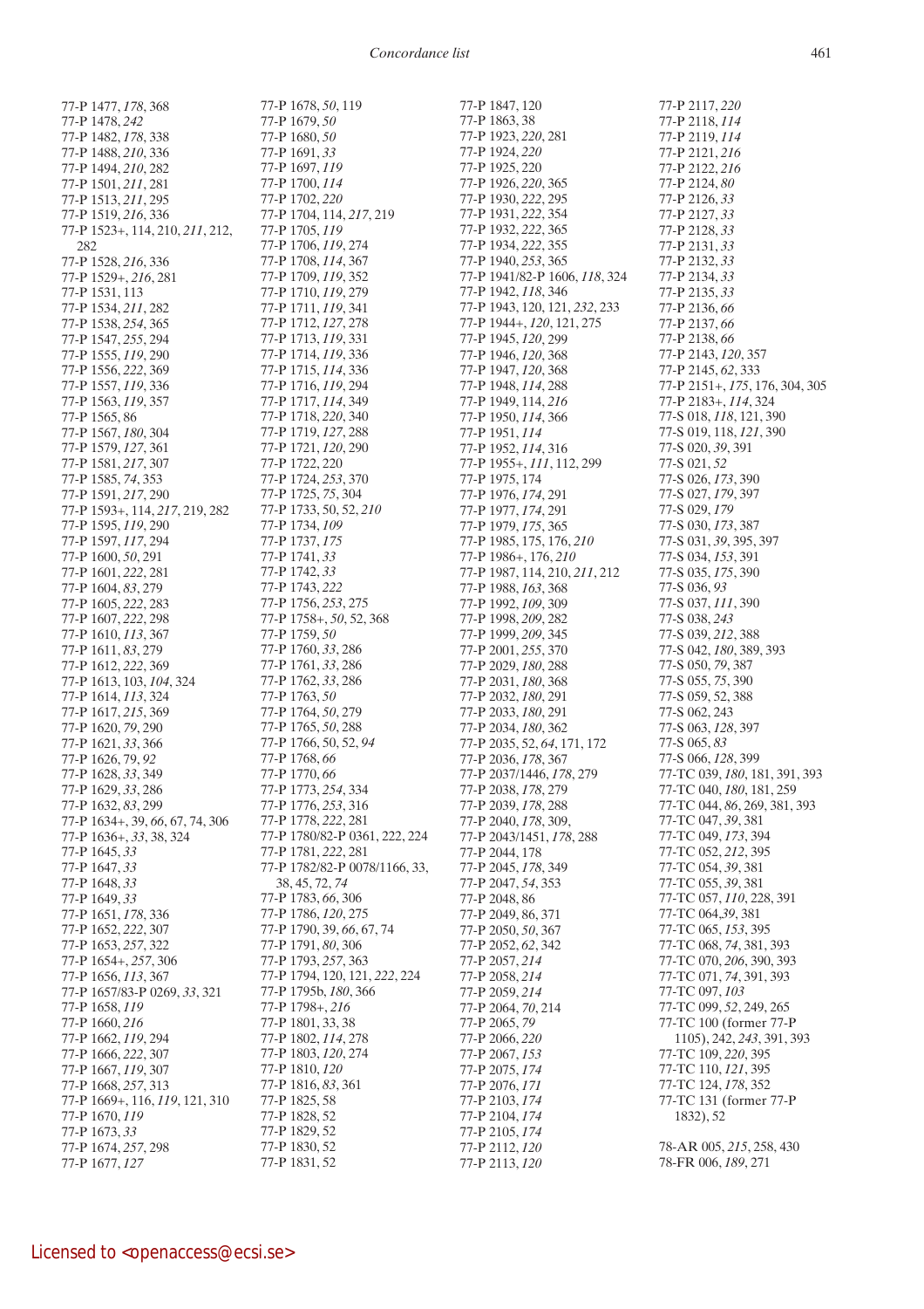77-P 1477, *178*, 368
77-P 1478, *242*
77-P 1482, *178*, 338
77-P 1488, *210*, 336
77-P 1494, *210*, 282
77-P 1501, *211*, 281
77-P 1513, *211*, 295
77-P 1519, *216*, 336
77-P 1523+, 114, 210, *211*, 212, 282
77-P 1528, *216*, 336
77-P 1529+, *216*, 281
77-P 1531, 113
77-P 1534, *211*, 282
77-P 1538, *254*, 365
77-P 1547, *255*, 294
77-P 1555, *119*, 290
77-P 1556, *222*, 369
77-P 1557, *119*, 336
77-P 1563, *119*, 357
77-P 1565, 86
77-P 1567, *180*, 304
77-P 1579, *127*, 361
77-P 1581, *217*, 307
77-P 1585, *74*, 353
77-P 1591, *217*, 290
77-P 1593+, 114, *217*, 219, 282
77-P 1595, *119*, 290
77-P 1597, *117*, 294
77-P 1600, *50*, 291
77-P 1601, *222*, 281
77-P 1604, *83*, 279
77-P 1605, *222*, 283
77-P 1607, *222*, 298
77-P 1610, *113*, 367
77-P 1611, *83*, 279
77-P 1612, *222*, 369
77-P 1613, 103, *104*, 324
77-P 1614, *113*, 324
77-P 1617, *215*, 369
77-P 1620, *79*, 290
77-P 1621, *33*, 366
77-P 1626, 79, *92*
77-P 1628, *33*, 349
77-P 1629, *33*, 286
77-P 1632, *83*, 299
77-P 1634+, 39, *66*, 67, 74, 306
77-P 1636+, *33*, 38, 324
77-P 1645, *33*
77-P 1647, *33*
77-P 1648, *33*
77-P 1649, *33*
77-P 1651, *178*, 336
77-P 1652, *222*, 307
77-P 1653, *257*, 322
77-P 1654+, *257*, 306
77-P 1656, *113*, 367
77-P 1657/83-P 0269, *33*, 321
77-P 1658, *119*
77-P 1660, *216*
77-P 1662, *119*, 294
77-P 1666, *222*, 307
77-P 1667, *119*, 307
77-P 1668, *257*, 313
77-P 1669+, 116, *119*, 121, 310
77-P 1670, *119*
77-P 1673, *33*
77-P 1674, *257*, 298
77-P 1677, *127*
77-P 1678, *50*, 119
77-P 1679, *50*
77-P 1680, *50*
77-P 1691, *33*
77-P 1697, *119*
77-P 1700, *114*
77-P 1702, *220*
77-P 1704, 114, *217*, 219
77-P 1705, *119*
77-P 1706, *119*, 274
77-P 1708, *114*, 367
77-P 1709, *119*, 352
77-P 1710, *119*, 279
77-P 1711, *119*, 341
77-P 1712, *127*, 278
77-P 1713, *119*, 331
77-P 1714, *119*, 336
77-P 1715, *114*, 336
77-P 1716, *119*, 294
77-P 1717, *114*, 349
77-P 1718, *220*, 340
77-P 1719, *127*, 288
77-P 1721, *120*, 290
77-P 1722, 220
77-P 1724, *253*, 370
77-P 1725, *75*, 304
77-P 1733, 50, 52, *210*
77-P 1734, *109*
77-P 1737, *175*
77-P 1741, *33*
77-P 1742, *33*
77-P 1743, *222*
77-P 1756, *253*, 275
77-P 1758+, *50*, 52, 368
77-P 1759, *50*
77-P 1760, *33*, 286
77-P 1761, *33*, 286
77-P 1762, *33*, 286
77-P 1763, *50*
77-P 1764, *50*, 279
77-P 1765, *50*, 288
77-P 1766, 50, 52, *94*
77-P 1768, *66*
77-P 1770, *66*
77-P 1773, *254*, 334
77-P 1776, *253*, 316
77-P 1778, *222*, 281
77-P 1780/82-P 0361, 222, 224
77-P 1781, *222*, 281
77-P 1782/82-P 0078/1166, 33, 38, 45, 72, *74*
77-P 1783, *66*, 306
77-P 1786, *120*, 275
77-P 1790, 39, *66*, 67, 74
77-P 1791, *80*, 306
77-P 1793, *257*, 363
77-P 1794, 120, 121, *222*, 224
77-P 1795b, *180*, 366
77-P 1798+, *216*
77-P 1801, 33, 38
77-P 1802, *114*, 278
77-P 1803, *120*, 274
77-P 1810, *120*
77-P 1816, *83*, 361
77-P 1825, 58
77-P 1828, 52
77-P 1829, 52
77-P 1830, 52
77-P 1831, 52
77-P 1847, 120
77-P 1863, 38
77-P 1923, *220*, 281
77-P 1924, *220*
77-P 1925, 220
77-P 1926, *220*, 365
77-P 1930, *222*, 295
77-P 1931, *222*, 354
77-P 1932, *222*, 365
77-P 1934, *222*, 355
77-P 1940, *253*, 365
77-P 1941/82-P 1606, *118*, 324
77-P 1942, *118*, 346
77-P 1943, 120, 121, *232*, 233
77-P 1944+, *120*, 121, 275
77-P 1945, *120*, 299
77-P 1946, *120*, 368
77-P 1947, *120*, 368
77-P 1948, *114*, 288
77-P 1949, 114, *216*
77-P 1950, *114*, 366
77-P 1951, *114*
77-P 1952, *114*, 316
77-P 1955+, *111*, 112, 299
77-P 1975, 174
77-P 1976, *174*, 291
77-P 1977, *174*, 291
77-P 1979, *175*, 365
77-P 1985, 175, 176, *210*
77-P 1986+, 176, *210*
77-P 1987, 114, 210, *211*, 212
77-P 1988, *163*, 368
77-P 1992, *109*, 309
77-P 1998, *209*, 282
77-P 1999, *209*, 345
77-P 2001, *255*, 370
77-P 2029, *180*, 288
77-P 2031, *180*, 368
77-P 2032, *180*, 291
77-P 2033, *180*, 291
77-P 2034, *180*, 362
77-P 2035, 52, *64*, 171, 172
77-P 2036, *178*, 367
77-P 2037/1446, *178*, 279
77-P 2038, *178*, 279
77-P 2039, *178*, 288
77-P 2040, *178*, 309,
77-P 2043/1451, *178*, 288
77-P 2044, 178
77-P 2045, *178*, 349
77-P 2047, *54*, 353
77-P 2048, 86
77-P 2049, 86, 371
77-P 2050, *50*, 367
77-P 2052, *62*, 342
77-P 2057, *214*
77-P 2058, *214*
77-P 2059, *214*
77-P 2064, *70*, 214
77-P 2065, *79*
77-P 2066, *220*
77-P 2067, *153*
77-P 2075, *174*
77-P 2076, *171*
77-P 2103, *174*
77-P 2104, *174*
77-P 2105, *174*
77-P 2112, *120*
77-P 2113, *120*
77-P 2117, *220*
77-P 2118, *114*
77-P 2119, *114*
77-P 2121, *216*
77-P 2122, *216*
77-P 2124, *80*
77-P 2126, *33*
77-P 2127, *33*
77-P 2128, *33*
77-P 2131, *33*
77-P 2132, *33*
77-P 2134, *33*
77-P 2135, *33*
77-P 2136, *66*
77-P 2137, *66*
77-P 2138, *66*
77-P 2143, *120*, 357
77-P 2145, *62*, 333
77-P 2151+, *175*, 176, 304, 305
77-P 2183+, *114*, 324
77-S 018, *118*, 121, 390
77-S 019, 118, *121*, 390
77-S 020, *39*, 391
77-S 021, *52*
77-S 026, *173*, 390
77-S 027, *179*, 397
77-S 029, *179*
77-S 030, *173*, 387
77-S 031, *39*, 395, 397
77-S 034, *153*, 391
77-S 035, *175*, 390
77-S 036, *93*
77-S 037, *111*, 390
77-S 038, *243*
77-S 039, *212*, 388
77-S 042, *180*, 389, 393
77-S 050, *79*, 387
77-S 055, *75*, 390
77-S 059, 52, 388
77-S 062, 243
77-S 063, *128*, 397
77-S 065, *83*
77-S 066, *128*, 399
77-TC 039, *180*, 181, 391, 393
77-TC 040, *180*, 181, 259
77-TC 044, *86*, 269, 381, 393
77-TC 047, *39*, 381
77-TC 049, *173*, 394
77-TC 052, *212*, 395
77-TC 054, *39*, 381
77-TC 055, *39*, 381
77-TC 057, *110*, 228, 391
77-TC 064,*39*, 381
77-TC 065, *153*, 395
77-TC 068, *74*, 381, 393
77-TC 070, *206*, 390, 393
77-TC 071, *74*, 391, 393
77-TC 097, *103*
77-TC 099, *52*, 249, 265
77-TC 100 (former 77-P 1105), 242, *243*, 391, 393
77-TC 109, *220*, 395
77-TC 110, *121*, 395
77-TC 124, *178*, 352
77-TC 131 (former 77-P 1832), 52

78-AR 005, *215*, 258, 430
78-FR 006, *189*, 271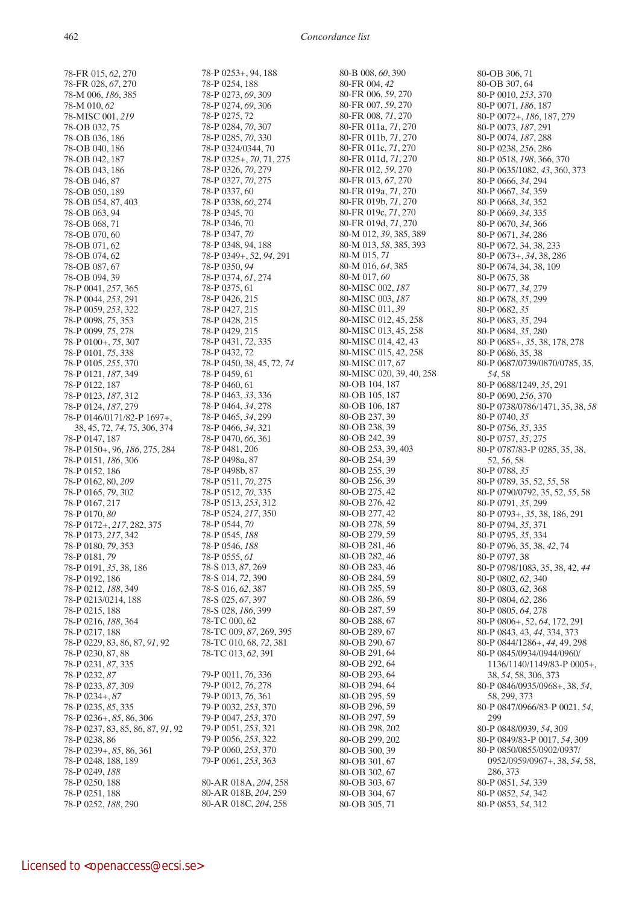78-FR 015, *62*, 270
78-FR 028, *67*, 270
78-M 006, *186*, 385
78-M 010, *62*
78-MISC 001, *219*
78-OB 032, 75
78-OB 036, 186
78-OB 040, 186
78-OB 042, 187
78-OB 043, 186
78-OB 046, 87
78-OB 050, 189
78-OB 054, 87, 403
78-OB 063, 94
78-OB 068, 71
78-OB 070, 60
78-OB 071, 62
78-OB 074, 62
78-OB 087, 67
78-OB 094, 39
78-P 0041, *257*, 365
78-P 0044, *253*, 291
78-P 0059, *253*, 322
78-P 0098, *75*, 353
78-P 0099, *75*, 278
78-P 0100+, *75*, 307
78-P 0101, *75*, 338
78-P 0105, *255*, 370
78-P 0121, *187*, 349
78-P 0122, 187
78-P 0123, *187*, 312
78-P 0124, *187*, 279
78-P 0146/0171/82-P 1697+, 38, 45, 72, *74*, 75, 306, 374
78-P 0147, 187
78-P 0150+, 96, *186*, 275, 284
78-P 0151, *186*, 306
78-P 0152, 186
78-P 0162, 80, *209*
78-P 0165, *79*, 302
78-P 0167, 217
78-P 0170, *80*
78-P 0172+, *217*, 282, 375
78-P 0173, *217*, 342
78-P 0180, *79*, 353
78-P 0181, *79*
78-P 0191, *35*, 38, 186
78-P 0192, 186
78-P 0212, *188*, 349
78-P 0213/0214, 188
78-P 0215, 188
78-P 0216, *188*, 364
78-P 0217, 188
78-P 0229, 83, 86, 87, *91*, 92
78-P 0230, 87, 88
78-P 0231, *87*, 335
78-P 0232, *87*
78-P 0233, *87*, 309
78-P 0234+, *87*
78-P 0235, *85*, 335
78-P 0236+, *85*, 86, 306
78-P 0237, 83, 85, 86, 87, *91*, 92
78-P 0238, 86
78-P 0239+, *85*, 86, 361
78-P 0248, 188, 189
78-P 0249, *188*
78-P 0250, 188
78-P 0251, 188
78-P 0252, *188*, 290
78-P 0253+, 94, 188
78-P 0254, 188
78-P 0273, *69*, 309
78-P 0274, *69*, 306
78-P 0275, 72
78-P 0284, *70*, 307
78-P 0285, *70*, 330
78-P 0324/0344, 70
78-P 0325+, *70*, 71, 275
78-P 0326, *70*, 279
78-P 0327, *70*, 275
78-P 0337, 60
78-P 0338, *60*, 274
78-P 0345, 70
78-P 0346, 70
78-P 0347, *70*
78-P 0348, 94, 188
78-P 0349+, 52, *94*, 291
78-P 0350, *94*
78-P 0374, *61*, 274
78-P 0375, 61
78-P 0426, 215
78-P 0427, 215
78-P 0428, 215
78-P 0429, 215
78-P 0431, *72*, 335
78-P 0432, 72
78-P 0450, 38, 45, 72, *74*
78-P 0459, 61
78-P 0460, 61
78-P 0463, *33*, 336
78-P 0464, *34*, 278
78-P 0465, *34*, 299
78-P 0466, *34*, 321
78-P 0470, *66*, 361
78-P 0481, 206
78-P 0498a, 87
78-P 0498b, 87
78-P 0511, *70*, 275
78-P 0512, *70*, 335
78-P 0513, *253*, 312
78-P 0524, *217*, 350
78-P 0544, *70*
78-P 0545, *188*
78-P 0546, *188*
78-P 0555, *61*
78-S 013, *87*, 269
78-S 014, *72*, 390
78-S 016, *62*, 387
78-S 025, *67*, 397
78-S 028, *186*, 399
78-TC 000, 62
78-TC 009, *87*, 269, 395
78-TC 010, 68, *72*, 381
78-TC 013, *62*, 391

79-P 0011, *76*, 336
79-P 0012, *76*, 278
79-P 0013, *76*, 361
79-P 0032, *253*, 370
79-P 0047, *253*, 370
79-P 0051, *253*, 321
79-P 0056, *253*, 322
79-P 0060, *253*, 370
79-P 0061, *253*, 363

80-AR 018A, *204*, 258
80-AR 018B, *204*, 259
80-AR 018C, *204*, 258
80-B 008, *60*, 390
80-FR 004, *42*
80-FR 006, *59*, 270
80-FR 007, *59*, 270
80-FR 008, *71*, 270
80-FR 011a, *71*, 270
80-FR 011b, *71*, 270
80-FR 011c, *71*, 270
80-FR 011d, *71*, 270
80-FR 012, *59*, 270
80-FR 013, *67*, 270
80-FR 019a, *71*, 270
80-FR 019b, *71*, 270
80-FR 019c, *71*, 270
80-FR 019d, *71*, 270
80-M 012, *39*, 385, 389
80-M 013, *58*, 385, 393
80-M 015, *71*
80-M 016, *64*, 385
80-M 017, *60*
80-MISC 002, *187*
80-MISC 003, *187*
80-MISC 011, *39*
80-MISC 012, 45, 258
80-MISC 013, 45, 258
80-MISC 014, 42, 43
80-MISC 015, 42, 258
80-MISC 017, *67*
80-MISC 020, 39, 40, 258
80-OB 104, 187
80-OB 105, 187
80-OB 106, 187
80-OB 237, 39
80-OB 238, 39
80-OB 242, 39
80-OB 253, 39, 403
80-OB 254, 39
80-OB 255, 39
80-OB 256, 39
80-OB 275, 42
80-OB 276, 42
80-OB 277, 42
80-OB 278, 59
80-OB 279, 59
80-OB 281, 46
80-OB 282, 46
80-OB 283, 46
80-OB 284, 59
80-OB 285, 59
80-OB 286, 59
80-OB 287, 59
80-OB 288, 67
80-OB 289, 67
80-OB 290, 67
80-OB 291, 64
80-OB 292, 64
80-OB 293, 64
80-OB 294, 64
80-OB 295, 59
80-OB 296, 59
80-OB 297, 59
80-OB 298, 202
80-OB 299, 202
80-OB 300, 39
80-OB 301, 67
80-OB 302, 67
80-OB 303, 67
80-OB 304, 67
80-OB 305, 71
80-OB 306, 71
80-OB 307, 64
80-P 0010, *253*, 370
80-P 0071, *186*, 187
80-P 0072+, *186*, 187, 279
80-P 0073, *187*, 291
80-P 0074, *187*, 288
80-P 0238, *256*, 286
80-P 0518, *198*, 366, 370
80-P 0635/1082, *43*, 360, 373
80-P 0666, *34*, 294
80-P 0667, *34*, 359
80-P 0668, *34*, 352
80-P 0669, *34*, 335
80-P 0670, *34*, 366
80-P 0671, *34*, 286
80-P 0672, 34, 38, 233
80-P 0673+, *34*, 38, 286
80-P 0674, 34, 38, 109
80-P 0675, 38
80-P 0677, *34*, 279
80-P 0678, *35*, 299
80-P 0682, *35*
80-P 0683, *35*, 294
80-P 0684, *35*, 280
80-P 0685+, *35*, 38, 178, 278
80-P 0686, 35, 38
80-P 0687/0739/0870/0785, 35, *54*, 58
80-P 0688/1249, *35*, 291
80-P 0690, *256*, 370
80-P 0738/0786/1471, 35, 38, *58*
80-P 0740, *35*
80-P 0756, *35*, 335
80-P 0757, *35*, 275
80-P 0787/83-P 0285, 35, 38, 52, *56*, 58
80-P 0788, *35*
80-P 0789, 35, 52, *55*, 58
80-P 0790/0792, 35, 52, *55*, 58
80-P 0791, *35*, 299
80-P 0793+, *35*, 38, 186, 291
80-P 0794, *35*, 371
80-P 0795, *35*, 334
80-P 0796, 35, 38, *42*, 74
80-P 0797, 38
80-P 0798/1083, 35, 38, 42, *44*
80-P 0802, *62*, 340
80-P 0803, *62*, 368
80-P 0804, *62*, 286
80-P 0805, *64*, 278
80-P 0806+, 52, *64*, 172, 291
80-P 0843, 43, *44*, 334, 373
80-P 0844/1286+, *44*, 49, 298
80-P 0845/0934/0944/0960/1136/1140/1149/83-P 0005+, 38, *54*, 58, 306, 373
80-P 0846/0935/0968+, 38, *54*, 58, 299, 373
80-P 0847/0966/83-P 0021, *54*, 299
80-P 0848/0939, *54*, 309
80-P 0849/83-P 0017, *54*, 309
80-P 0850/0855/0902/0937/0952/0959/0967+, 38, *54*, 58, 286, 373
80-P 0851, *54*, 339
80-P 0852, *54*, 342
80-P 0853, *54*, 312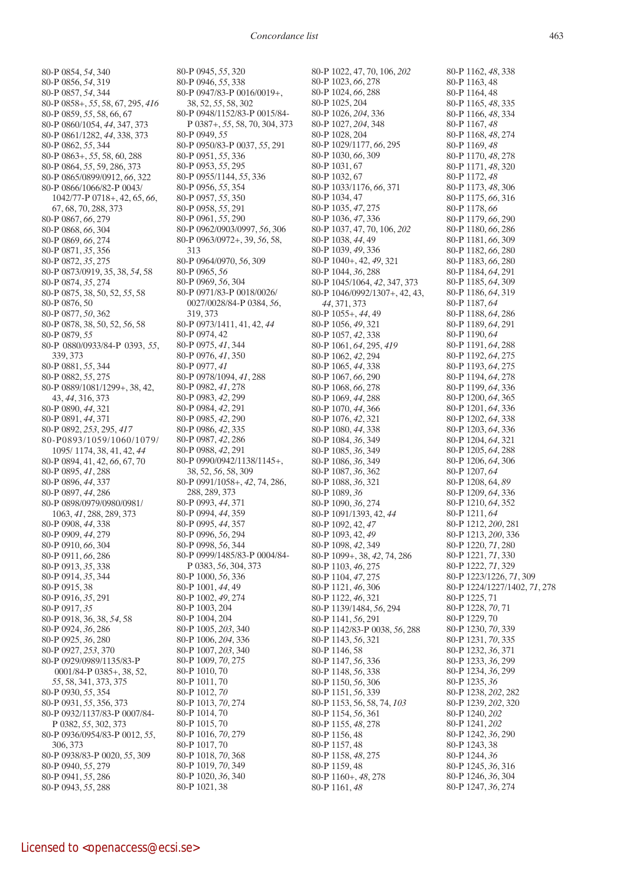80-P 0854, *54*, 340
80-P 0856, *54*, 319
80-P 0857, *54*, 344
80-P 0858+, *55*, 58, 67, 295, *416*
80-P 0859, *55*, 58, 66, 67
80-P 0860/1054, *44*, 347, 373
80-P 0861/1282, *44*, 338, 373
80-P 0862, *55*, 344
80-P 0863+, *55*, 58, 60, 288
80-P 0864, *55*, 59, 286, 373
80-P 0865/0899/0912, *66*, 322
80-P 0866/1066/82-P 0043/1042/77-P 0718+, 42, 65, *66*, 67, 68, 70, 288, 373
80-P 0867, *66*, 279
80-P 0868, *66*, 304
80-P 0869, *66*, 274
80-P 0871, *35*, 356
80-P 0872, *35*, 275
80-P 0873/0919, 35, 38, *54*, 58
80-P 0874, *35*, 274
80-P 0875, 38, 50, 52, *55*, 58
80-P 0876, 50
80-P 0877, *50*, 362
80-P 0878, 38, 50, 52, *56*, 58
80-P 0879, *55*
80-P 0880/0933/84-P 0393, *55*, 339, 373
80-P 0881, *55*, 344
80-P 0882, *55*, 275
80-P 0889/1081/1299+, 38, 42, 43, *44*, 316, 373
80-P 0890, *44*, 321
80-P 0891, *44*, 371
80-P 0892, *253*, 295, *417*
80-P0893/1059/1060/1079/1095/ 1174, 38, 41, 42, *44*
80-P 0894, 41, 42, *66*, 67, 70
80-P 0895, *41*, 288
80-P 0896, *44*, 337
80-P 0897, *44*, 286
80-P 0898/0979/0980/0981/1063, *41*, 288, 289, 373
80-P 0908, *44*, 338
80-P 0909, *44*, 279
80-P 0910, *66*, 304
80-P 0911, *66*, 286
80-P 0913, *35*, 338
80-P 0914, *35*, 344
80-P 0915, 38
80-P 0916, *35*, 291
80-P 0917, *35*
80-P 0918, 36, 38, *54*, 58
80-P 0924, *36*, 286
80-P 0925, *36*, 280
80-P 0927, *253*, 370
80-P 0929/0989/1135/83-P 0001/84-P 0385+, 38, 52, *55*, 58, 341, 373, 375
80-P 0930, *55*, 354
80-P 0931, *55*, 356, 373
80-P 0932/1137/83-P 0007/84-P 0382, *55*, 302, 373
80-P 0936/0954/83-P 0012, *55*, 306, 373
80-P 0938/83-P 0020, *55*, 309
80-P 0940, *55*, 279
80-P 0941, *55*, 286
80-P 0943, *55*, 288
80-P 0945, *55*, 320
80-P 0946, *55*, 338
80-P 0947/83-P 0016/0019+, 38, 52, *55*, 58, 302
80-P 0948/1152/83-P 0015/84-P 0387+, *55*, 58, 70, 304, 373
80-P 0949, *55*
80-P 0950/83-P 0037, *55*, 291
80-P 0951, *55*, 336
80-P 0953, *55*, 295
80-P 0955/1144, *55*, 336
80-P 0956, *55*, 354
80-P 0957, *55*, 350
80-P 0958, *55*, 291
80-P 0961, *55*, 290
80-P 0962/0903/0997, *56*, 306
80-P 0963/0972+, 39, *56*, 58, 313
80-P 0964/0970, *56*, 309
80-P 0965, *56*
80-P 0969, *56*, 304
80-P 0971/83-P 0018/0026/0027/0028/84-P 0384, *56*, 319, 373
80-P 0973/1411, 41, 42, *44*
80-P 0974, 42
80-P 0975, *41*, 344
80-P 0976, *41*, 350
80-P 0977, *41*
80-P 0978/1094, *41*, 288
80-P 0982, *41*, 278
80-P 0983, *42*, 299
80-P 0984, *42*, 291
80-P 0985, *42*, 290
80-P 0986, *42*, 335
80-P 0987, *42*, 286
80-P 0988, *42*, 291
80-P 0990/0942/1138/1145+, 38, 52, *56*, 58, 309
80-P 0991/1058+, *42*, 74, 286, 288, 289, 373
80-P 0993, *44*, 371
80-P 0994, *44*, 359
80-P 0995, *44*, 357
80-P 0996, *56*, 294
80-P 0998, *56*, 344
80-P 0999/1485/83-P 0004/84-P 0383, *56*, 304, 373
80-P 1000, *56*, 336
80-P 1001, *44*, 49
80-P 1002, *49*, 274
80-P 1003, 204
80-P 1004, 204
80-P 1005, *203*, 340
80-P 1006, *204*, 336
80-P 1007, *203*, 340
80-P 1009, *70*, 275
80-P 1010, 70
80-P 1011, 70
80-P 1012, *70*
80-P 1013, *70*, 274
80-P 1014, 70
80-P 1015, 70
80-P 1016, *70*, 279
80-P 1017, 70
80-P 1018, *70*, 368
80-P 1019, *70*, 349
80-P 1020, *36*, 340
80-P 1021, 38
80-P 1022, 47, 70, 106, *202*
80-P 1023, *66*, 278
80-P 1024, *66*, 288
80-P 1025, 204
80-P 1026, *204*, 336
80-P 1027, *204*, 348
80-P 1028, 204
80-P 1029/1177, *66*, 295
80-P 1030, *66*, 309
80-P 1031, 67
80-P 1032, 67
80-P 1033/1176, *66*, 371
80-P 1034, 47
80-P 1035, *47*, 275
80-P 1036, *47*, 336
80-P 1037, 47, 70, 106, *202*
80-P 1038, *44*, 49
80-P 1039, *49*, 336
80-P 1040+, 42, *49*, 321
80-P 1044, *36*, 288
80-P 1045/1064, *42*, 347, 373
80-P 1046/0992/1307+, 42, 43, *44*, 371, 373
80-P 1055+, *44*, 49
80-P 1056, *49*, 321
80-P 1057, *42*, 338
80-P 1061, *64*, 295, *419*
80-P 1062, *42*, 294
80-P 1065, *44*, 338
80-P 1067, *66*, 290
80-P 1068, *66*, 278
80-P 1069, *44*, 288
80-P 1070, *44*, 366
80-P 1076, *42*, 321
80-P 1080, *44*, 338
80-P 1084, *36*, 349
80-P 1085, *36*, 349
80-P 1086, *36*, 349
80-P 1087, *36*, 362
80-P 1088, *36*, 321
80-P 1089, *36*
80-P 1090, *36*, 274
80-P 1091/1393, 42, *44*
80-P 1092, 42, *47*
80-P 1093, 42, *49*
80-P 1098, *42*, 349
80-P 1099+, 38, *42*, 74, 286
80-P 1103, *46*, 275
80-P 1104, *47*, 275
80-P 1121, *46*, 306
80-P 1122, *46*, 321
80-P 1139/1484, *56*, 294
80-P 1141, *56*, 291
80-P 1142/83-P 0038, *56*, 288
80-P 1143, *56*, 321
80-P 1146, 58
80-P 1147, *56*, 336
80-P 1148, *56*, 338
80-P 1150, *56*, 306
80-P 1151, *56*, 339
80-P 1153, 56, 58, 74, *103*
80-P 1154, *56*, 361
80-P 1155, *48*, 278
80-P 1156, 48
80-P 1157, 48
80-P 1158, *48*, 275
80-P 1159, 48
80-P 1160+, *48*, 278
80-P 1161, *48*
80-P 1162, *48*, 338
80-P 1163, 48
80-P 1164, 48
80-P 1165, *48*, 335
80-P 1166, *48*, 334
80-P 1167, *48*
80-P 1168, *48*, 274
80-P 1169, *48*
80-P 1170, *48*, 278
80-P 1171, *48*, 320
80-P 1172, *48*
80-P 1173, *48*, 306
80-P 1175, *66*, 316
80-P 1178, *66*
80-P 1179, *66*, 290
80-P 1180, *66*, 286
80-P 1181, *66*, 309
80-P 1182, *66*, 280
80-P 1183, *66*, 280
80-P 1184, *64*, 291
80-P 1185, *64*, 309
80-P 1186, *64*, 319
80-P 1187, *64*
80-P 1188, *64*, 286
80-P 1189, *64*, 291
80-P 1190, *64*
80-P 1191, *64*, 288
80-P 1192, *64*, 275
80-P 1193, *64*, 275
80-P 1194, *64*, 278
80-P 1199, *64*, 336
80-P 1200, *64*, 365
80-P 1201, *64*, 336
80-P 1202, *64*, 338
80-P 1203, *64*, 336
80-P 1204, *64*, 321
80-P 1205, *64*, 288
80-P 1206, *64*, 306
80-P 1207, *64*
80-P 1208, 64, *89*
80-P 1209, *64*, 336
80-P 1210, *64*, 352
80-P 1211, *64*
80-P 1212, *200*, 281
80-P 1213, *200*, 336
80-P 1220, *71*, 280
80-P 1221, *71*, 330
80-P 1222, *71*, 329
80-P 1223/1226, *71*, 309
80-P 1224/1227/1402, *71*, 278
80-P 1225, 71
80-P 1228, *70*, 71
80-P 1229, 70
80-P 1230, *70*, 339
80-P 1231, *70*, 335
80-P 1232, *36*, 371
80-P 1233, *36*, 299
80-P 1234, *36*, 299
80-P 1235, *36*
80-P 1238, *202*, 282
80-P 1239, *202*, 320
80-P 1240, *202*
80-P 1241, *202*
80-P 1242, *36*, 290
80-P 1243, 38
80-P 1244, *36*
80-P 1245, *36*, 316
80-P 1246, *36*, 304
80-P 1247, *36*, 274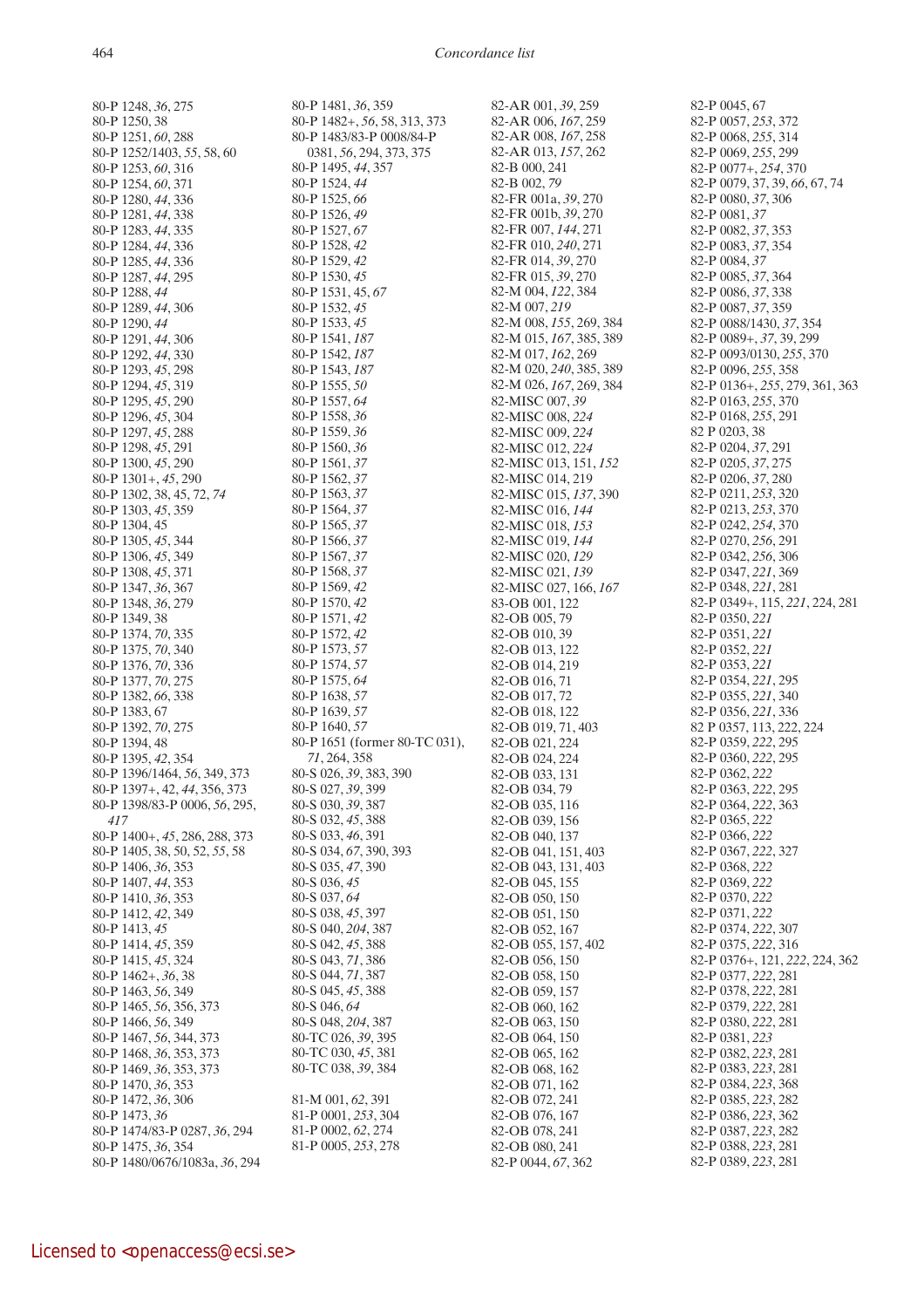80-P 1248, *36*, 275
80-P 1250, 38
80-P 1251, *60*, 288
80-P 1252/1403, *55*, 58, 60
80-P 1253, *60*, 316
80-P 1254, *60*, 371
80-P 1280, *44*, 336
80-P 1281, *44*, 338
80-P 1283, *44*, 335
80-P 1284, *44*, 336
80-P 1285, *44*, 336
80-P 1287, *44*, 295
80-P 1288, *44*
80-P 1289, *44*, 306
80-P 1290, *44*
80-P 1291, *44*, 306
80-P 1292, *44*, 330
80-P 1293, *45*, 298
80-P 1294, *45*, 319
80-P 1295, *45*, 290
80-P 1296, *45*, 304
80-P 1297, *45*, 288
80-P 1298, *45*, 291
80-P 1300, *45*, 290
80-P 1301+, *45*, 290
80-P 1302, 38, 45, 72, *74*
80-P 1303, *45*, 359
80-P 1304, 45
80-P 1305, *45*, 344
80-P 1306, *45*, 349
80-P 1308, *45*, 371
80-P 1347, *36*, 367
80-P 1348, *36*, 279
80-P 1349, 38
80-P 1374, *70*, 335
80-P 1375, *70*, 340
80-P 1376, *70*, 336
80-P 1377, *70*, 275
80-P 1382, *66*, 338
80-P 1383, 67
80-P 1392, *70*, 275
80-P 1394, 48
80-P 1395, *42*, 354
80-P 1396/1464, *56*, 349, 373
80-P 1397+, 42, *44*, 356, 373
80-P 1398/83-P 0006, *56*, 295, *417*
80-P 1400+, *45*, 286, 288, 373
80-P 1405, 38, 50, 52, *55*, 58
80-P 1406, *36*, 353
80-P 1407, *44*, 353
80-P 1410, *36*, 353
80-P 1412, *42*, 349
80-P 1413, *45*
80-P 1414, *45*, 359
80-P 1415, *45*, 324
80-P 1462+, *36*, 38
80-P 1463, *56*, 349
80-P 1465, *56*, 356, 373
80-P 1466, *56*, 349
80-P 1467, *56*, 344, 373
80-P 1468, *36*, 353, 373
80-P 1469, *36*, 353, 373
80-P 1470, *36*, 353
80-P 1472, *36*, 306
80-P 1473, *36*
80-P 1474/83-P 0287, *36*, 294
80-P 1475, *36*, 354
80-P 1480/0676/1083a, *36*, 294
80-P 1481, *36*, 359
80-P 1482+, *56*, 58, 313, 373
80-P 1483/83-P 0008/84-P 0381, *56*, 294, 373, 375
80-P 1495, *44*, 357
80-P 1524, *44*
80-P 1525, *66*
80-P 1526, *49*
80-P 1527, *67*
80-P 1528, *42*
80-P 1529, *42*
80-P 1530, *45*
80-P 1531, 45, *67*
80-P 1532, *45*
80-P 1533, *45*
80-P 1541, *187*
80-P 1542, *187*
80-P 1543, *187*
80-P 1555, *50*
80-P 1557, *64*
80-P 1558, *36*
80-P 1559, *36*
80-P 1560, *36*
80-P 1561, *37*
80-P 1562, *37*
80-P 1563, *37*
80-P 1564, *37*
80-P 1565, *37*
80-P 1566, *37*
80-P 1567, *37*
80-P 1568, *37*
80-P 1569, *42*
80-P 1570, *42*
80-P 1571, *42*
80-P 1572, *42*
80-P 1573, *57*
80-P 1574, *57*
80-P 1575, *64*
80-P 1638, *57*
80-P 1639, *57*
80-P 1640, *57*
80-P 1651 (former 80-TC 031), *71*, 264, 358
80-S 026, *39*, 383, 390
80-S 027, *39*, 399
80-S 030, *39*, 387
80-S 032, *45*, 388
80-S 033, *46*, 391
80-S 034, *67*, 390, 393
80-S 035, *47*, 390
80-S 036, *45*
80-S 037, *64*
80-S 038, *45*, 397
80-S 040, *204*, 387
80-S 042, *45*, 388
80-S 043, *71*, 386
80-S 044, *71*, 387
80-S 045, *45*, 388
80-S 046, *64*
80-S 048, *204*, 387
80-TC 026, *39*, 395
80-TC 030, *45*, 381
80-TC 038, *39*, 384

81-M 001, *62*, 391
81-P 0001, *253*, 304
81-P 0002, *62*, 274
81-P 0005, *253*, 278
82-AR 001, *39*, 259
82-AR 006, *167*, 259
82-AR 008, *167*, 258
82-AR 013, *157*, 262
82-B 000, 241
82-B 002, *79*
82-FR 001a, *39*, 270
82-FR 001b, *39*, 270
82-FR 007, *144*, 271
82-FR 010, *240*, 271
82-FR 014, *39*, 270
82-FR 015, *39*, 270
82-M 004, *122*, 384
82-M 007, *219*
82-M 008, *155*, 269, 384
82-M 015, *167*, 385, 389
82-M 017, *162*, 269
82-M 020, *240*, 385, 389
82-M 026, *167*, 269, 384
82-MISC 007, *39*
82-MISC 008, *224*
82-MISC 009, *224*
82-MISC 012, *224*
82-MISC 013, 151, *152*
82-MISC 014, 219
82-MISC 015, *137*, 390
82-MISC 016, *144*
82-MISC 018, *153*
82-MISC 019, *144*
82-MISC 020, *129*
82-MISC 021, *139*
82-MISC 027, 166, *167*
83-OB 001, 122
82-OB 005, 79
82-OB 010, 39
82-OB 013, 122
82-OB 014, 219
82-OB 016, 71
82-OB 017, 72
82-OB 018, 122
82-OB 019, 71, 403
82-OB 021, 224
82-OB 024, 224
82-OB 033, 131
82-OB 034, 79
82-OB 035, 116
82-OB 039, 156
82-OB 040, 137
82-OB 041, 151, 403
82-OB 043, 131, 403
82-OB 045, 155
82-OB 050, 150
82-OB 051, 150
82-OB 052, 167
82-OB 055, 157, 402
82-OB 056, 150
82-OB 058, 150
82-OB 059, 157
82-OB 060, 162
82-OB 063, 150
82-OB 064, 150
82-OB 065, 162
82-OB 068, 162
82-OB 071, 162
82-OB 072, 241
82-OB 076, 167
82-OB 078, 241
82-OB 080, 241
82-P 0044, *67*, 362
82-P 0045, 67
82-P 0057, *253*, 372
82-P 0068, *255*, 314
82-P 0069, *255*, 299
82-P 0077+, *254*, 370
82-P 0079, 37, 39, *66*, 67, 74
82-P 0080, *37*, 306
82-P 0081, *37*
82-P 0082, *37*, 353
82-P 0083, *37*, 354
82-P 0084, *37*
82-P 0085, *37*, 364
82-P 0086, *37*, 338
82-P 0087, *37*, 359
82-P 0088/1430, *37*, 354
82-P 0089+, *37*, 39, 299
82-P 0093/0130, *255*, 370
82-P 0096, *255*, 358
82-P 0136+, *255*, 279, 361, 363
82-P 0163, *255*, 370
82-P 0168, *255*, 291
82 P 0203, 38
82-P 0204, *37*, 291
82-P 0205, *37*, 275
82-P 0206, *37*, 280
82-P 0211, *253*, 320
82-P 0213, *253*, 370
82-P 0242, *254*, 370
82-P 0270, *256*, 291
82-P 0342, *256*, 306
82-P 0347, *221*, 369
82-P 0348, *221*, 281
82-P 0349+, 115, *221*, 224, 281
82-P 0350, *221*
82-P 0351, *221*
82-P 0352, *221*
82-P 0353, *221*
82-P 0354, *221*, 295
82-P 0355, *221*, 340
82-P 0356, *221*, 336
82 P 0357, 113, 222, 224
82-P 0359, *222*, 295
82-P 0360, *222*, 295
82-P 0362, *222*
82-P 0363, *222*, 295
82-P 0364, *222*, 363
82-P 0365, *222*
82-P 0366, *222*
82-P 0367, *222*, 327
82-P 0368, *222*
82-P 0369, *222*
82-P 0370, *222*
82-P 0371, *222*
82-P 0374, *222*, 307
82-P 0375, *222*, 316
82-P 0376+, 121, *222*, 224, 362
82-P 0377, *222*, 281
82-P 0378, *222*, 281
82-P 0379, *222*, 281
82-P 0380, *222*, 281
82-P 0381, *223*
82-P 0382, *223*, 281
82-P 0383, *223*, 281
82-P 0384, *223*, 368
82-P 0385, *223*, 282
82-P 0386, *223*, 362
82-P 0387, *223*, 282
82-P 0388, *223*, 281
82-P 0389, *223*, 281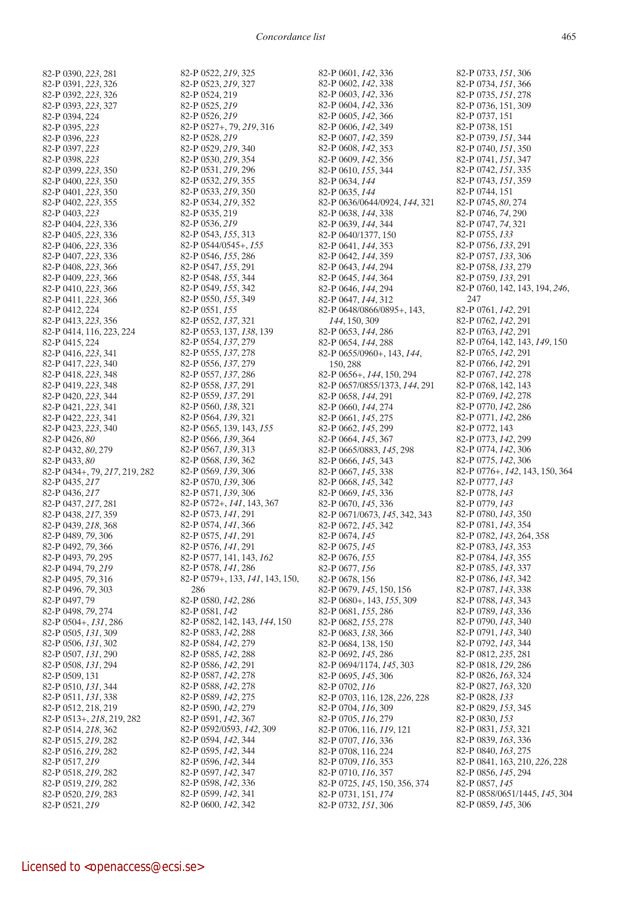82-P 0390, *223*, 281
82-P 0391, *223*, 326
82-P 0392, *223*, 326
82-P 0393, *223*, 327
82-P 0394, 224
82-P 0395, *223*
82-P 0396, *223*
82-P 0397, *223*
82-P 0398, *223*
82-P 0399, *223*, 350
82-P 0400, *223*, 350
82-P 0401, *223*, 350
82-P 0402, *223*, 355
82-P 0403, *223*
82-P 0404, *223*, 336
82-P 0405, *223*, 336
82-P 0406, *223*, 336
82-P 0407, *223*, 336
82-P 0408, *223*, 366
82-P 0409, *223*, 366
82-P 0410, *223*, 366
82-P 0411, *223*, 366
82-P 0412, 224
82-P 0413, *223*, 356
82-P 0414, 116, 223, 224
82-P 0415, 224
82-P 0416, *223*, 341
82-P 0417, *223*, 340
82-P 0418, *223*, 348
82-P 0419, *223*, 348
82-P 0420, *223*, 344
82-P 0421, *223*, 341
82-P 0422, *223*, 341
82-P 0423, *223*, 340
82-P 0426, *80*
82-P 0432, *80*, 279
82-P 0433, *80*
82-P 0434+, 79, *217*, 219, 282
82-P 0435, *217*
82-P 0436, *217*
82-P 0437, *217*, 281
82-P 0438, *217*, 359
82-P 0439, *218*, 368
82-P 0489, *79*, 306
82-P 0492, *79*, 366
82-P 0493, *79*, 295
82-P 0494, 79, *219*
82-P 0495, *79*, 316
82-P 0496, *79*, 303
82-P 0497, 79
82-P 0498, *79*, 274
82-P 0504+, *131*, 286
82-P 0505, *131*, 309
82-P 0506, *131*, 302
82-P 0507, *131*, 290
82-P 0508, *131*, 294
82-P 0509, 131
82-P 0510, *131*, 344
82-P 0511, *131*, 338
82-P 0512, 218, 219
82-P 0513+, *218*, 219, 282
82-P 0514, *218*, 362
82-P 0515, *219*, 282
82-P 0516, *219*, 282
82-P 0517, *219*
82-P 0518, *219*, 282
82-P 0519, *219*, 282
82-P 0520, *219*, 283
82-P 0521, *219*
82-P 0522, *219*, 325
82-P 0523, *219*, 327
82-P 0524, 219
82-P 0525, *219*
82-P 0526, *219*
82-P 0527+, 79, *219*, 316
82-P 0528, *219*
82-P 0529, *219*, 340
82-P 0530, *219*, 354
82-P 0531, *219*, 296
82-P 0532, *219*, 355
82-P 0533, *219*, 350
82-P 0534, *219*, 352
82-P 0535, 219
82-P 0536, *219*
82-P 0543, *155*, 313
82-P 0544/0545+, *155*
82-P 0546, *155*, 286
82-P 0547, *155*, 291
82-P 0548, *155*, 344
82-P 0549, *155*, 342
82-P 0550, *155*, 349
82-P 0551, *155*
82-P 0552, *137*, 321
82-P 0553, 137, *138*, 139
82-P 0554, *137*, 279
82-P 0555, *137*, 278
82-P 0556, *137*, 279
82-P 0557, *137*, 286
82-P 0558, *137*, 291
82-P 0559, *137*, 291
82-P 0560, *138*, 321
82-P 0564, *139*, 321
82-P 0565, 139, 143, *155*
82-P 0566, *139*, 364
82-P 0567, *139*, 313
82-P 0568, *139*, 362
82-P 0569, *139*, 306
82-P 0570, *139*, 306
82-P 0571, *139*, 306
82-P 0572+, *141*, 143, 367
82-P 0573, *141*, 291
82-P 0574, *141*, 366
82-P 0575, *141*, 291
82-P 0576, *141*, 291
82-P 0577, 141, 143, *162*
82-P 0578, *141*, 286
82-P 0579+, 133, *141*, 143, 150, 286
82-P 0580, *142*, 286
82-P 0581, *142*
82-P 0582, 142, 143, *144*, 150
82-P 0583, *142*, 288
82-P 0584, *142*, 279
82-P 0585, *142*, 288
82-P 0586, *142*, 291
82-P 0587, *142*, 278
82-P 0588, *142*, 278
82-P 0589, *142*, 275
82-P 0590, *142*, 279
82-P 0591, *142*, 367
82-P 0592/0593, *142*, 309
82-P 0594, *142*, 344
82-P 0595, *142*, 344
82-P 0596, *142*, 344
82-P 0597, *142*, 347
82-P 0598, *142*, 336
82-P 0599, *142*, 341
82-P 0600, *142*, 342
82-P 0601, *142*, 336
82-P 0602, *142*, 338
82-P 0603, *142*, 336
82-P 0604, *142*, 336
82-P 0605, *142*, 366
82-P 0606, *142*, 349
82-P 0607, *142*, 359
82-P 0608, *142*, 353
82-P 0609, *142*, 356
82-P 0610, *155*, 344
82-P 0634, *144*
82-P 0635, *144*
82-P 0636/0644/0924, *144*, 321
82-P 0638, *144*, 338
82-P 0639, *144*, 344
82-P 0640/1377, 150
82-P 0641, *144*, 353
82-P 0642, *144*, 359
82-P 0643, *144*, 294
82-P 0645, *144*, 364
82-P 0646, *144*, 294
82-P 0647, *144*, 312
82-P 0648/0866/0895+, 143, *144*, 150, 309
82-P 0653, *144*, 286
82-P 0654, *144*, 288
82-P 0655/0960+, 143, *144*, 150, 288
82-P 0656+, *144*, 150, 294
82-P 0657/0855/1373, *144*, 291
82-P 0658, *144*, 291
82-P 0660, *144*, 274
82-P 0661, *145*, 275
82-P 0662, *145*, 299
82-P 0664, *145*, 367
82-P 0665/0883, *145*, 298
82-P 0666, *145*, 343
82-P 0667, *145*, 338
82-P 0668, *145*, 342
82-P 0669, *145*, 336
82-P 0670, *145*, 336
82-P 0671/0673, *145*, 342, 343
82-P 0672, *145*, 342
82-P 0674, *145*
82-P 0675, *145*
82-P 0676, *155*
82-P 0677, *156*
82-P 0678, 156
82-P 0679, *145*, 150, 156
82-P 0680+, 143, *155*, 309
82-P 0681, *155*, 286
82-P 0682, *155*, 278
82-P 0683, *138*, 366
82-P 0684, 138, 150
82-P 0692, *145*, 286
82-P 0694/1174, *145*, 303
82-P 0695, *145*, 306
82-P 0702, *116*
82-P 0703, 116, 128, *226*, 228
82-P 0704, *116*, 309
82-P 0705, *116*, 279
82-P 0706, 116, *119*, 121
82-P 0707, *116*, 336
82-P 0708, 116, 224
82-P 0709, *116*, 353
82-P 0710, *116*, 357
82-P 0725, *145*, 150, 356, 374
82-P 0731, 151, *174*
82-P 0732, *151*, 306
82-P 0733, *151*, 306
82-P 0734, *151*, 366
82-P 0735, *151*, 278
82-P 0736, 151, 309
82-P 0737, 151
82-P 0738, 151
82-P 0739, *151*, 344
82-P 0740, *151*, 350
82-P 0741, *151*, 347
82-P 0742, *151*, 335
82-P 0743, *151*, 359
82-P 0744, 151
82-P 0745, *80*, 274
82-P 0746, *74*, 290
82-P 0747, *74*, 321
82-P 0755, *133*
82-P 0756, *133*, 291
82-P 0757, *133*, 306
82-P 0758, *133*, 279
82-P 0759, *133*, 291
82-P 0760, 142, 143, 194, *246*, 247
82-P 0761, *142*, 291
82-P 0762, *142*, 291
82-P 0763, *142*, 291
82-P 0764, 142, 143, *149*, 150
82-P 0765, *142*, 291
82-P 0766, *142*, 291
82-P 0767, *142*, 278
82-P 0768, 142, 143
82-P 0769, *142*, 278
82-P 0770, *142*, 286
82-P 0771, *142*, 286
82-P 0772, 143
82-P 0773, *142*, 299
82-P 0774, *142*, 306
82-P 0775, *142*, 306
82-P 0776+, *142*, 143, 150, 364
82-P 0777, *143*
82-P 0778, *143*
82-P 0779, *143*
82-P 0780, *143*, 350
82-P 0781, *143*, 354
82-P 0782, *143*, 264, 358
82-P 0783, *143*, 353
82-P 0784, *143*, 355
82-P 0785, *143*, 337
82-P 0786, *143*, 342
82-P 0787, *143*, 338
82-P 0788, *143*, 343
82-P 0789, *143*, 336
82-P 0790, *143*, 340
82-P 0791, *143*, 340
82-P 0792, *143*, 344
82-P 0812, *235*, 281
82-P 0818, *129*, 286
82-P 0826, *163*, 324
82-P 0827, *163*, 320
82-P 0828, *133*
82-P 0829, *153*, 345
82-P 0830, *153*
82-P 0831, *153*, 321
82-P 0839, *163*, 336
82-P 0840, *163*, 275
82-P 0841, 163, 210, *226*, 228
82-P 0856, *145*, 294
82-P 0857, *145*
82-P 0858/0651/1445, *145*, 304
82-P 0859, *145*, 306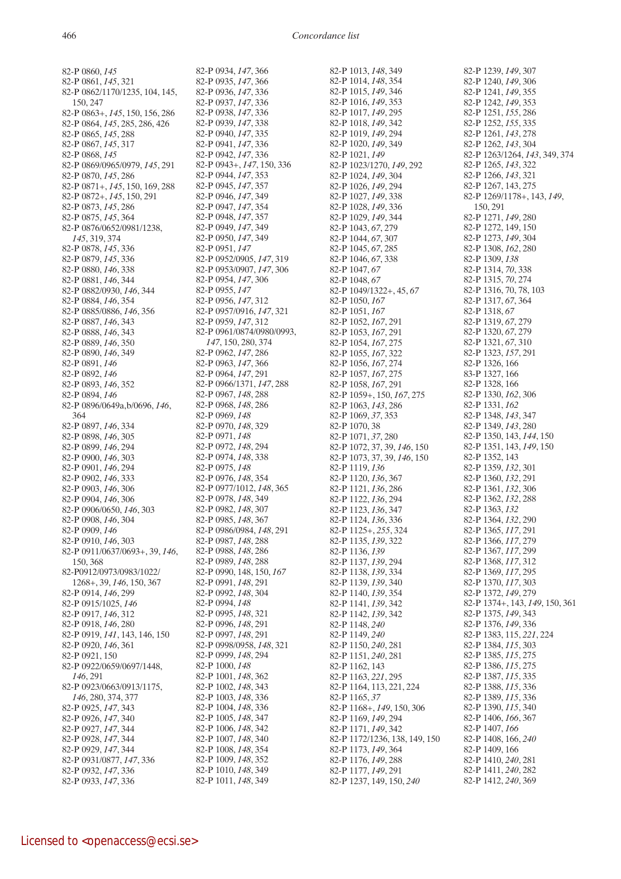82-P 0860, *145*
82-P 0861, *145*, 321
82-P 0862/1170/1235, 104, 145, 150, 247
82-P 0863+, *145*, 150, 156, 286
82-P 0864, *145*, 285, 286, 426
82-P 0865, *145*, 288
82-P 0867, *145*, 317
82-P 0868, *145*
82-P 0869/0965/0979, *145*, 291
82-P 0870, *145*, 286
82-P 0871+, *145*, 150, 169, 288
82-P 0872+, *145*, 150, 291
82-P 0873, *145*, 286
82-P 0875, *145*, 364
82-P 0876/0652/0981/1238, *145*, 319, 374
82-P 0878, *145*, 336
82-P 0879, *145*, 336
82-P 0880, *146*, 338
82-P 0881, *146*, 344
82-P 0882/0930, *146*, 344
82-P 0884, *146*, 354
82-P 0885/0886, *146*, 356
82-P 0887, *146*, 343
82-P 0888, *146*, 343
82-P 0889, *146*, 350
82-P 0890, *146*, 349
82-P 0891, *146*
82-P 0892, *146*
82-P 0893, *146*, 352
82-P 0894, *146*
82-P 0896/0649a,b/0696, *146*, 364
82-P 0897, *146*, 334
82-P 0898, *146*, 305
82-P 0899, *146*, 294
82-P 0900, *146*, 303
82-P 0901, *146*, 294
82-P 0902, *146*, 333
82-P 0903, *146*, 306
82-P 0904, *146*, 306
82-P 0906/0650, *146*, 303
82-P 0908, *146*, 304
82-P 0909, *146*
82-P 0910, *146*, 303
82-P 0911/0637/0693+, 39, *146*, 150, 368
82-P0912/0973/0983/1022/1268+, 39, *146*, 150, 367
82-P 0914, *146*, 299
82-P 0915/1025, *146*
82-P 0917, *146*, 312
82-P 0918, *146*, 280
82-P 0919, *141*, 143, 146, 150
82-P 0920, *146*, 361
82-P 0921, 150
82-P 0922/0659/0697/1448, *146*, 291
82-P 0923/0663/0913/1175, *146*, 280, 374, 377
82-P 0925, *147*, 343
82-P 0926, *147*, 340
82-P 0927, *147*, 344
82-P 0928, *147*, 344
82-P 0929, *147*, 344
82-P 0931/0877, *147*, 336
82-P 0932, *147*, 336
82-P 0933, *147*, 336
82-P 0934, *147*, 366
82-P 0935, *147*, 366
82-P 0936, *147*, 336
82-P 0937, *147*, 336
82-P 0938, *147*, 336
82-P 0939, *147*, 338
82-P 0940, *147*, 335
82-P 0941, *147*, 336
82-P 0942, *147*, 336
82-P 0943+, *147*, 150, 336
82-P 0944, *147*, 353
82-P 0945, *147*, 357
82-P 0946, *147*, 349
82-P 0947, *147*, 354
82-P 0948, *147*, 357
82-P 0949, *147*, 349
82-P 0950, *147*, 349
82-P 0951, *147*
82-P 0952/0905, *147*, 319
82-P 0953/0907, *147*, 306
82-P 0954, *147*, 306
82-P 0955, *147*
82-P 0956, *147*, 312
82-P 0957/0916, *147*, 321
82-P 0959, *147*, 312
82-P 0961/0874/0980/0993, *147*, 150, 280, 374
82-P 0962, *147*, 286
82-P 0963, *147*, 366
82-P 0964, *147*, 291
82-P 0966/1371, *147*, 288
82-P 0967, *148*, 288
82-P 0968, *148*, 286
82-P 0969, *148*
82-P 0970, *148*, 329
82-P 0971, *148*
82-P 0972, *148*, 294
82-P 0974, *148*, 338
82-P 0975, *148*
82-P 0976, *148*, 354
82-P 0977/1012, *148*, 365
82-P 0978, *148*, 349
82-P 0982, *148*, 307
82-P 0985, *148*, 367
82-P 0986/0984, *148*, 291
82-P 0987, *148*, 288
82-P 0988, *148*, 286
82-P 0989, *148*, 288
82-P 0990, 148, 150, *167*
82-P 0991, *148*, 291
82-P 0992, *148*, 304
82-P 0994, *148*
82-P 0995, *148*, 321
82-P 0996, *148*, 291
82-P 0997, *148*, 291
82-P 0998/0958, *148*, 321
82-P 0999, *148*, 294
82-P 1000, *148*
82-P 1001, *148*, 362
82-P 1002, *148*, 343
82-P 1003, *148*, 336
82-P 1004, *148*, 336
82-P 1005, *148*, 347
82-P 1006, *148*, 342
82-P 1007, *148*, 340
82-P 1008, *148*, 354
82-P 1009, *148*, 352
82-P 1010, *148*, 349
82-P 1011, *148*, 349
82-P 1013, *148*, 349
82-P 1014, *148*, 354
82-P 1015, *149*, 346
82-P 1016, *149*, 353
82-P 1017, *149*, 295
82-P 1018, *149*, 342
82-P 1019, *149*, 294
82-P 1020, *149*, 349
82-P 1021, *149*
82-P 1023/1270, *149*, 292
82-P 1024, *149*, 304
82-P 1026, *149*, 294
82-P 1027, *149*, 338
82-P 1028, *149*, 336
82-P 1029, *149*, 344
82-P 1043, *67*, 279
82-P 1044, *67*, 307
82-P 1045, *67*, 285
82-P 1046, *67*, 338
82-P 1047, *67*
82-P 1048, *67*
82-P 1049/1322+, 45, *67*
82-P 1050, *167*
82-P 1051, *167*
82-P 1052, *167*, 291
82-P 1053, *167*, 291
82-P 1054, *167*, 275
82-P 1055, *167*, 322
82-P 1056, *167*, 274
82-P 1057, *167*, 275
82-P 1058, *167*, 291
82-P 1059+, 150, *167*, 275
82-P 1063, *143*, 286
82-P 1069, *37*, 353
82-P 1070, 38
82-P 1071, *37*, 280
82-P 1072, 37, 39, *146*, 150
82-P 1073, 37, 39, *146*, 150
82-P 1119, *136*
82-P 1120, *136*, 367
82-P 1121, *136*, 286
82-P 1122, *136*, 294
82-P 1123, *136*, 347
82-P 1124, *136*, 336
82-P 1125+, *255*, 324
82-P 1135, *139*, 322
82-P 1136, *139*
82-P 1137, *139*, 294
82-P 1138, *139*, 334
82-P 1139, *139*, 340
82-P 1140, *139*, 354
82-P 1141, *139*, 342
82-P 1142, *139*, 342
82-P 1148, *240*
82-P 1149, *240*
82-P 1150, *240*, 281
82-P 1151, *240*, 281
82-P 1162, 143
82-P 1163, *221*, 295
82-P 1164, 113, 221, 224
82-P 1165, *37*
82-P 1168+, *149*, 150, 306
82-P 1169, *149*, 294
82-P 1171, *149*, 342
82-P 1172/1236, 138, 149, 150
82-P 1173, *149*, 364
82-P 1176, *149*, 288
82-P 1177, *149*, 291
82-P 1237, 149, 150, *240*
82-P 1239, *149*, 307
82-P 1240, *149*, 306
82-P 1241, *149*, 355
82-P 1242, *149*, 353
82-P 1251, *155*, 286
82-P 1252, *155*, 335
82-P 1261, *143*, 278
82-P 1262, *143*, 304
82-P 1263/1264, *143*, 349, 374
82-P 1265, *143*, 322
82-P 1266, *143*, 321
82-P 1267, 143, 275
82-P 1269/1178+, 143, *149*, 150, 291
82-P 1271, *149*, 280
82-P 1272, 149, 150
82-P 1273, *149*, 304
82-P 1308, *162*, 280
82-P 1309, *138*
82-P 1314, *70*, 338
82-P 1315, *70*, 274
82-P 1316, 70, 78, 103
82-P 1317, *67*, 364
82-P 1318, *67*
82-P 1319, *67*, 279
82-P 1320, *67*, 279
82-P 1321, *67*, 310
82-P 1323, *157*, 291
82-P 1326, 166
83-P 1327, 166
82-P 1328, 166
82-P 1330, *162*, 306
82-P 1331, *162*
82-P 1348, *143*, 347
82-P 1349, *143*, 280
82-P 1350, 143, *144*, 150
82-P 1351, 143, *149*, 150
82-P 1352, 143
82-P 1359, *132*, 301
82-P 1360, *132*, 291
82-P 1361, *132*, 306
82-P 1362, *132*, 288
82-P 1363, *132*
82-P 1364, *132*, 290
82-P 1365, *117*, 291
82-P 1366, *117*, 279
82-P 1367, *117*, 299
82-P 1368, *117*, 312
82-P 1369, *117*, 295
82-P 1370, *117*, 303
82-P 1372, *149*, 279
82-P 1374+, 143, *149*, 150, 361
82-P 1375, *149*, 343
82-P 1376, *149*, 336
82-P 1383, 115, *221*, 224
82-P 1384, *115*, 303
82-P 1385, *115*, 275
82-P 1386, *115*, 275
82-P 1387, *115*, 335
82-P 1388, *115*, 336
82-P 1389, *115*, 336
82-P 1390, *115*, 340
82-P 1406, *166*, 367
82-P 1407, *166*
82-P 1408, 166, *240*
82-P 1409, 166
82-P 1410, *240*, 281
82-P 1411, *240*, 282
82-P 1412, *240*, 369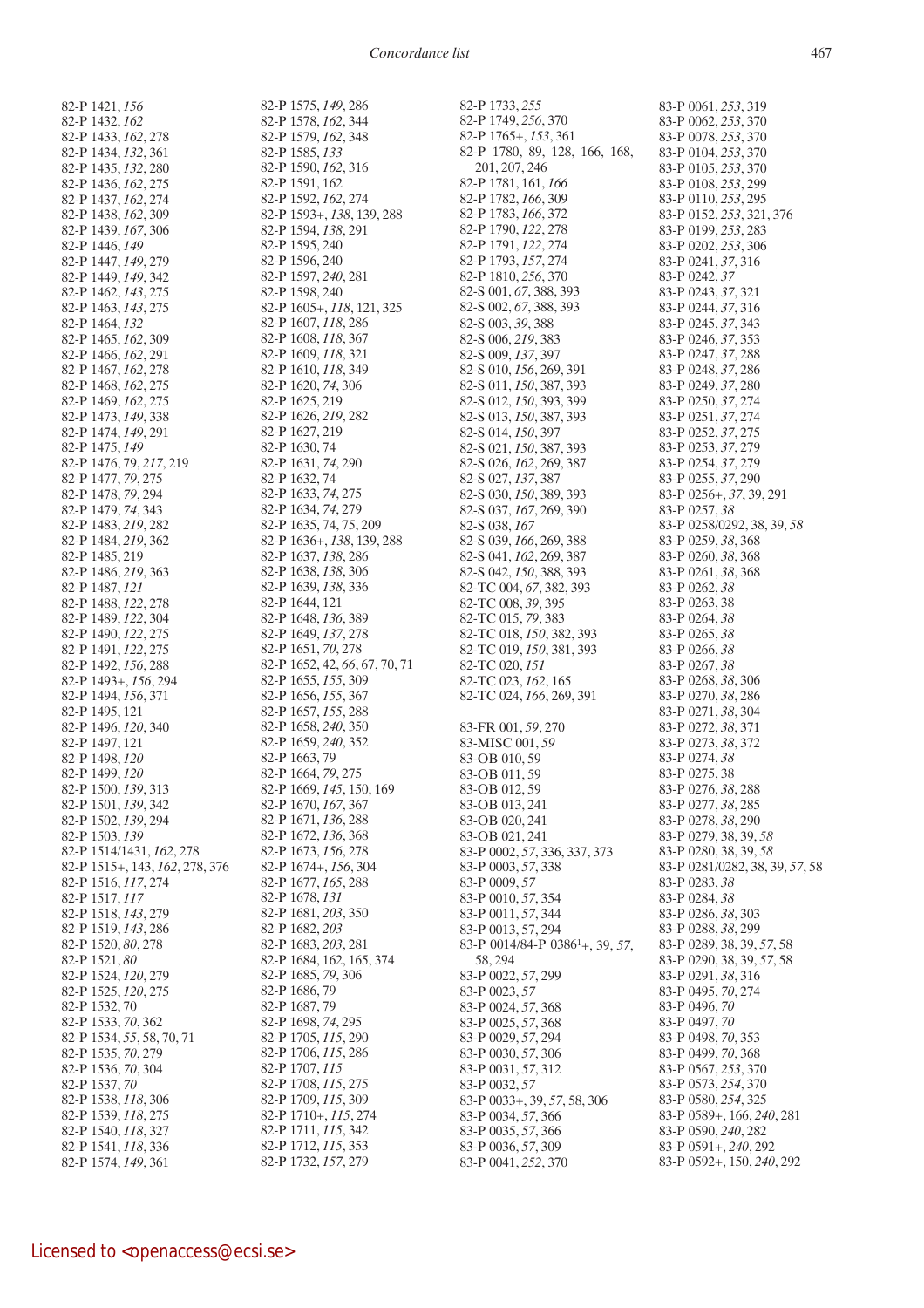82-P 1421, *156*
82-P 1432, *162*
82-P 1433, *162*, 278
82-P 1434, *132*, 361
82-P 1435, *132*, 280
82-P 1436, *162*, 275
82-P 1437, *162*, 274
82-P 1438, *162*, 309
82-P 1439, *167*, 306
82-P 1446, *149*
82-P 1447, *149*, 279
82-P 1449, *149*, 342
82-P 1462, *143*, 275
82-P 1463, *143*, 275
82-P 1464, *132*
82-P 1465, *162*, 309
82-P 1466, *162*, 291
82-P 1467, *162*, 278
82-P 1468, *162*, 275
82-P 1469, *162*, 275
82-P 1473, *149*, 338
82-P 1474, *149*, 291
82-P 1475, *149*
82-P 1476, 79, *217*, 219
82-P 1477, *79*, 275
82-P 1478, *79*, 294
82-P 1479, *74*, 343
82-P 1483, *219*, 282
82-P 1484, *219*, 362
82-P 1485, 219
82-P 1486, *219*, 363
82-P 1487, *121*
82-P 1488, *122*, 278
82-P 1489, *122*, 304
82-P 1490, *122*, 275
82-P 1491, *122*, 275
82-P 1492, *156*, 288
82-P 1493+, *156*, 294
82-P 1494, *156*, 371
82-P 1495, 121
82-P 1496, *120*, 340
82-P 1497, 121
82-P 1498, *120*
82-P 1499, *120*
82-P 1500, *139*, 313
82-P 1501, *139*, 342
82-P 1502, *139*, 294
82-P 1503, *139*
82-P 1514/1431, *162*, 278
82-P 1515+, 143, *162*, 278, 376
82-P 1516, *117*, 274
82-P 1517, *117*
82-P 1518, *143*, 279
82-P 1519, *143*, 286
82-P 1520, *80*, 278
82-P 1521, *80*
82-P 1524, *120*, 279
82-P 1525, *120*, 275
82-P 1532, 70
82-P 1533, *70*, 362
82-P 1534, *55*, 58, 70, 71
82-P 1535, *70*, 279
82-P 1536, *70*, 304
82-P 1537, *70*
82-P 1538, *118*, 306
82-P 1539, *118*, 275
82-P 1540, *118*, 327
82-P 1541, *118*, 336
82-P 1574, *149*, 361
82-P 1575, *149*, 286
82-P 1578, *162*, 344
82-P 1579, *162*, 348
82-P 1585, *133*
82-P 1590, *162*, 316
82-P 1591, 162
82-P 1592, *162*, 274
82-P 1593+, *138*, 139, 288
82-P 1594, *138*, 291
82-P 1595, 240
82-P 1596, 240
82-P 1597, *240*, 281
82-P 1598, 240
82-P 1605+, *118*, 121, 325
82-P 1607, *118*, 286
82-P 1608, *118*, 367
82-P 1609, *118*, 321
82-P 1610, *118*, 349
82-P 1620, *74*, 306
82-P 1625, 219
82-P 1626, *219*, 282
82-P 1627, 219
82-P 1630, 74
82-P 1631, *74*, 290
82-P 1632, 74
82-P 1633, *74*, 275
82-P 1634, *74*, 279
82-P 1635, 74, 75, 209
82-P 1636+, *138*, 139, 288
82-P 1637, *138*, 286
82-P 1638, *138*, 306
82-P 1639, *138*, 336
82-P 1644, 121
82-P 1648, *136*, 389
82-P 1649, *137*, 278
82-P 1651, *70*, 278
82-P 1652, 42, *66*, 67, 70, 71
82-P 1655, *155*, 309
82-P 1656, *155*, 367
82-P 1657, *155*, 288
82-P 1658, *240*, 350
82-P 1659, *240*, 352
82-P 1663, 79
82-P 1664, *79*, 275
82-P 1669, *145*, 150, 169
82-P 1670, *167*, 367
82-P 1671, *136*, 288
82-P 1672, *136*, 368
82-P 1673, *156*, 278
82-P 1674+, *156*, 304
82-P 1677, *165*, 288
82-P 1678, *131*
82-P 1681, *203*, 350
82-P 1682, *203*
82-P 1683, *203*, 281
82-P 1684, 162, 165, 374
82-P 1685, *79*, 306
82-P 1686, 79
82-P 1687, 79
82-P 1698, *74*, 295
82-P 1705, *115*, 290
82-P 1706, *115*, 286
82-P 1707, *115*
82-P 1708, *115*, 275
82-P 1709, *115*, 309
82-P 1710+, *115*, 274
82-P 1711, *115*, 342
82-P 1712, *115*, 353
82-P 1732, *157*, 279
82-P 1733, *255*
82-P 1749, *256*, 370
82-P 1765+, *153*, 361
82-P 1780, 89, 128, 166, 168, 201, 207, 246
82-P 1781, 161, *166*
82-P 1782, *166*, 309
82-P 1783, *166*, 372
82-P 1790, *122*, 278
82-P 1791, *122*, 274
82-P 1793, *157*, 274
82-P 1810, *256*, 370
82-S 001, *67*, 388, 393
82-S 002, *67*, 388, 393
82-S 003, *39*, 388
82-S 006, *219*, 383
82-S 009, *137*, 397
82-S 010, *156*, 269, 391
82-S 011, *150*, 387, 393
82-S 012, *150*, 393, 399
82-S 013, *150*, 387, 393
82-S 014, *150*, 397
82-S 021, *150*, 387, 393
82-S 026, *162*, 269, 387
82-S 027, *137*, 387
82-S 030, *150*, 389, 393
82-S 037, *167*, 269, 390
82-S 038, *167*
82-S 039, *166*, 269, 388
82-S 041, *162*, 269, 387
82-S 042, *150*, 388, 393
82-TC 004, *67*, 382, 393
82-TC 008, *39*, 395
82-TC 015, *79*, 383
82-TC 018, *150*, 382, 393
82-TC 019, *150*, 381, 393
82-TC 020, *151*
82-TC 023, *162*, 165
82-TC 024, *166*, 269, 391

83-FR 001, *59*, 270
83-MISC 001, *59*
83-OB 010, 59
83-OB 011, 59
83-OB 012, 59
83-OB 013, 241
83-OB 020, 241
83-OB 021, 241
83-P 0002, *57*, 336, 337, 373
83-P 0003, *57*, 338
83-P 0009, *57*
83-P 0010, *57*, 354
83-P 0011, *57*, 344
83-P 0013, 57, 294
83-P 0014/84-P 0386[1]+, 39, *57*, 58, 294
83-P 0022, *57*, 299
83-P 0023, *57*
83-P 0024, *57*, 368
83-P 0025, *57*, 368
83-P 0029, *57*, 294
83-P 0030, *57*, 306
83-P 0031, *57*, 312
83-P 0032, *57*
83-P 0033+, 39, *57*, 58, 306
83-P 0034, *57*, 366
83-P 0035, *57*, 366
83-P 0036, *57*, 309
83-P 0041, *252*, 370
83-P 0061, *253*, 319
83-P 0062, *253*, 370
83-P 0078, *253*, 370
83-P 0104, *253*, 370
83-P 0105, *253*, 370
83-P 0108, *253*, 299
83-P 0110, *253*, 295
83-P 0152, *253*, 321, 376
83-P 0199, *253*, 283
83-P 0202, *253*, 306
83-P 0241, *37*, 316
83-P 0242, *37*
83-P 0243, *37*, 321
83-P 0244, *37*, 316
83-P 0245, *37*, 343
83-P 0246, *37*, 353
83-P 0247, *37*, 288
83-P 0248, *37*, 286
83-P 0249, *37*, 280
83-P 0250, *37*, 274
83-P 0251, *37*, 274
83-P 0252, *37*, 275
83-P 0253, *37*, 279
83-P 0254, *37*, 279
83-P 0255, *37*, 290
83-P 0256+, *37*, 39, 291
83-P 0257, *38*
83-P 0258/0292, 38, 39, *58*
83-P 0259, *38*, 368
83-P 0260, *38*, 368
83-P 0261, *38*, 368
83-P 0262, *38*
83-P 0263, 38
83-P 0264, *38*
83-P 0265, *38*
83-P 0266, *38*
83-P 0267, *38*
83-P 0268, *38*, 306
83-P 0270, *38*, 286
83-P 0271, *38*, 304
83-P 0272, *38*, 371
83-P 0273, *38*, 372
83-P 0274, *38*
83-P 0275, 38
83-P 0276, *38*, 288
83-P 0277, *38*, 285
83-P 0278, *38*, 290
83-P 0279, 38, 39, *58*
83-P 0280, 38, 39, *58*
83-P 0281/0282, 38, 39, *57*, 58
83-P 0283, *38*
83-P 0284, *38*
83-P 0286, *38*, 303
83-P 0288, *38*, 299
83-P 0289, 38, 39, *57*, 58
83-P 0290, 38, 39, *57*, 58
83-P 0291, *38*, 316
83-P 0495, *70*, 274
83-P 0496, *70*
83-P 0497, *70*
83-P 0498, *70*, 353
83-P 0499, *70*, 368
83-P 0567, *253*, 370
83-P 0573, *254*, 370
83-P 0580, *254*, 325
83-P 0589+, 166, *240*, 281
83-P 0590, *240*, 282
83-P 0591+, *240*, 292
83-P 0592+, 150, *240*, 292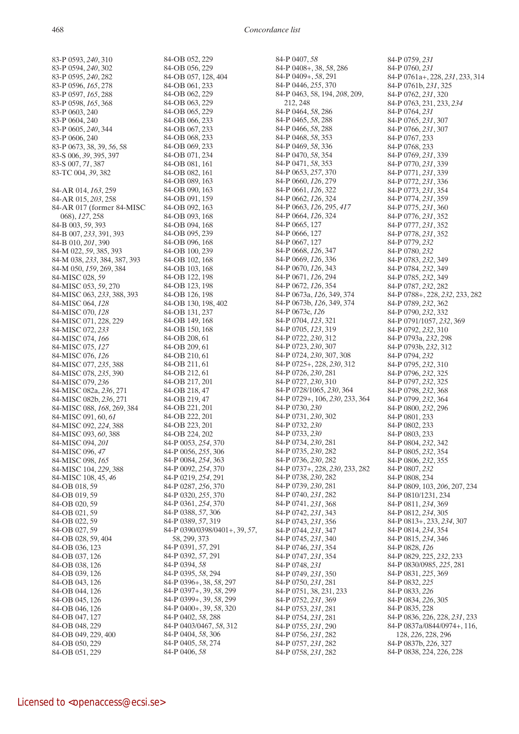83-P 0593, *240*, 310
83-P 0594, *240*, 302
83-P 0595, *240*, 282
83-P 0596, *165*, 278
83-P 0597, *165*, 288
83-P 0598, *165*, 368
83-P 0603, 240
83-P 0604, 240
83-P 0605, *240*, 344
83-P 0606, 240
83-P 0673, 38, 39, *56*, 58
83-S 006, *39*, 395, 397
83-S 007, *71*, 387
83-TC 004, *39*, 382

84-AR 014, *163*, 259
84-AR 015, *203*, 258
84-AR 017 (former 84-MISC 068), *127*, 258
84-B 003, *59*, 393
84-B 007, *233*, 391, 393
84-B 010, *201*, 390
84-M 022, *59*, 385, 393
84-M 038, *233*, 384, 387, 393
84-M 050, *159*, 269, 384
84-MISC 028, *59*
84-MISC 053, *59*, 270
84-MISC 063, *233*, 388, 393
84-MISC 064, *128*
84-MISC 070, *128*
84-MISC 071, 228, 229
84-MISC 072, *233*
84-MISC 074, *166*
84-MISC 075, *127*
84-MISC 076, *126*
84-MISC 077, *235*, 388
84-MISC 078, *235*, 390
84-MISC 079, *236*
84-MISC 082a, *236*, 271
84-MISC 082b, *236*, 271
84-MISC 088, *168*, 269, 384
84-MISC 091, 60, *61*
84-MISC 092, *224*, 388
84-MISC 093, *60*, 388
84-MISC 094, *201*
84-MISC 096, *47*
84-MISC 098, *165*
84-MISC 104, *229*, 388
84-MISC 108, 45, *46*
84-OB 018, 59
84-OB 019, 59
84-OB 020, 59
84-OB 021, 59
84-OB 022, 59
84-OB 027, 59
84-OB 028, 59, 404
84-OB 036, 123
84-OB 037, 126
84-OB 038, 126
84-OB 039, 126
84-OB 043, 126
84-OB 044, 126
84-OB 045, 126
84-OB 046, 126
84-OB 047, 127
84-OB 048, 229
84-OB 049, 229, 400
84-OB 050, 229
84-OB 051, 229
84-OB 052, 229
84-OB 056, 229
84-OB 057, 128, 404
84-OB 061, 233
84-OB 062, 229
84-OB 063, 229
84-OB 065, 229
84-OB 066, 233
84-OB 067, 233
84-OB 068, 233
84-OB 069, 233
84-OB 071, 234
84-OB 081, 161
84-OB 082, 161
84-OB 089, 163
84-OB 090, 163
84-OB 091, 159
84-OB 092, 163
84-OB 093, 168
84-OB 094, 168
84-OB 095, 239
84-OB 096, 168
84-OB 100, 239
84-OB 102, 168
84-OB 103, 168
84-OB 122, 198
84-OB 123, 198
84-OB 126, 198
84-OB 130, 198, 402
84-OB 131, 237
84-OB 149, 168
84-OB 150, 168
84-OB 208, 61
84-OB 209, 61
84-OB 210, 61
84-OB 211, 61
84-OB 212, 61
84-OB 217, 201
84-OB 218, 47
84-OB 219, 47
84-OB 221, 201
84-OB 222, 201
84-OB 223, 201
84-OB 224, 202
84-P 0053, *254*, 370
84-P 0056, *255*, 306
84-P 0084, *254*, 363
84-P 0092, *254*, 370
84-P 0219, *254*, 291
84-P 0287, *256*, 370
84-P 0320, *255*, 370
84-P 0361, *254*, 370
84-P 0388, *57*, 306
84-P 0389, *57*, 319
84-P 0390/0398/0401+, 39, *57*, 58, 299, 373
84-P 0391, *57*, 291
84-P 0392, *57*, 291
84-P 0394, *58*
84-P 0395, *58*, 294
84-P 0396+, 38, *58*, 297
84-P 0397+, 39, *58*, 299
84-P 0399+, 39, *58*, 299
84-P 0400+, 39, *58*, 320
84-P 0402, *58*, 288
84-P 0403/0467, *58*, 312
84-P 0404, *58*, 306
84-P 0405, *58*, 274
84-P 0406, *58*
84-P 0407, *58*
84-P 0408+, 38, *58*, 286
84-P 0409+, *58*, 291
84-P 0446, *255*, 370
84-P 0463, 58, 194, *208*, 209, 212, 248
84-P 0464, *58*, 286
84-P 0465, *58*, 288
84-P 0466, *58*, 288
84-P 0468, *58*, 353
84-P 0469, *58*, 336
84-P 0470, *58*, 354
84-P 0471, *58*, 353
84-P 0653, *257*, 370
84-P 0660, *126*, 279
84-P 0661, *126*, 322
84-P 0662, *126*, 324
84-P 0663, *126*, 295, *417*
84-P 0664, *126*, 324
84-P 0665, 127
84-P 0666, 127
84-P 0667, 127
84-P 0668, *126*, 347
84-P 0669, *126*, 336
84-P 0670, *126*, 343
84-P 0671, *126*, 294
84-P 0672, *126*, 354
84-P 0673a, *126*, 349, 374
84-P 0673b, *126*, 349, 374
84-P 0673c, *126*
84-P 0704, *123*, 321
84-P 0705, *123*, 319
84-P 0722, *230*, 312
84-P 0723, *230*, 307
84-P 0724, *230*, 307, 308
84-P 0725+, 228, *230*, 312
84-P 0726, *230*, 281
84-P 0727, *230*, 310
84-P 0728/1065, *230*, 364
84-P 0729+, 106, *230*, 233, 364
84-P 0730, *230*
84-P 0731, *230*, 302
84-P 0732, *230*
84-P 0733, *230*
84-P 0734, *230*, 281
84-P 0735, *230*, 282
84-P 0736, *230*, 282
84-P 0737+, 228, *230*, 233, 282
84-P 0738, *230*, 282
84-P 0739, *230*, 281
84-P 0740, *231*, 282
84-P 0741, *231*, 368
84-P 0742, *231*, 343
84-P 0743, *231*, 356
84-P 0744, *231*, 347
84-P 0745, *231*, 340
84-P 0746, *231*, 354
84-P 0747, *231*, 354
84-P 0748, *231*
84-P 0749, *231*, 350
84-P 0750, *231*, 281
84-P 0751, 38, 231, 233
84-P 0752, *231*, 369
84-P 0753, *231*, 281
84-P 0754, *231*, 281
84-P 0755, *231*, 290
84-P 0756, *231*, 282
84-P 0757, *231*, 282
84-P 0758, *231*, 282
84-P 0759, *231*
84-P 0760, *231*
84-P 0761a+, 228, *231*, 233, 314
84-P 0761b, *231*, 325
84-P 0762, *231*, 320
84-P 0763, 231, 233, *234*
84-P 0764, *231*
84-P 0765, *231*, 307
84-P 0766, *231*, 307
84-P 0767, 233
84-P 0768, 233
84-P 0769, *231*, 339
84-P 0770, *231*, 339
84-P 0771, *231*, 339
84-P 0772, *231*, 336
84-P 0773, *231*, 354
84-P 0774, *231*, 359
84-P 0775, *231*, 360
84-P 0776, *231*, 352
84-P 0777, *231*, 352
84-P 0778, *231*, 352
84-P 0779, *232*
84-P 0780, *232*
84-P 0783, *232*, 349
84-P 0784, *232*, 349
84-P 0785, *232*, 349
84-P 0787, *232*, 282
84-P 0788+, 228, *232*, 233, 282
84-P 0789, *232*, 362
84-P 0790, *232*, 332
84-P 0791/1057, *232*, 369
84-P 0792, *232*, 310
84-P 0793a, *232*, 298
84-P 0793b, *232*, 312
84-P 0794, *232*
84-P 0795, *232*, 310
84-P 0796, *232*, 325
84-P 0797, *232*, 325
84-P 0798, *232*, 368
84-P 0799, *232*, 364
84-P 0800, *232*, 296
84-P 0801, 233
84-P 0802, 233
84-P 0803, 233
84-P 0804, *232*, 342
84-P 0805, *232*, 354
84-P 0806, *232*, 355
84-P 0807, *232*
84-P 0808, 234
84-P 0809, 103, *206*, 207, 234
84-P 0810/1231, 234
84-P 0811, *234*, 369
84-P 0812, *234*, 305
84-P 0813+, 233, *234*, 307
84-P 0814, *234*, 354
84-P 0815, *234*, 346
84-P 0828, *126*
84-P 0829, 225, *232*, 233
84-P 0830/0985, *225*, 281
84-P 0831, *225*, 369
84-P 0832, *225*
84-P 0833, *226*
84-P 0834, *226*, 305
84-P 0835, 228
84-P 0836, 226, 228, *231*, 233
84-P 0837a/0844/0974+, 116, 128, *226*, 228, 296
84-P 0837b, *226*, 327
84-P 0838, 224, 226, 228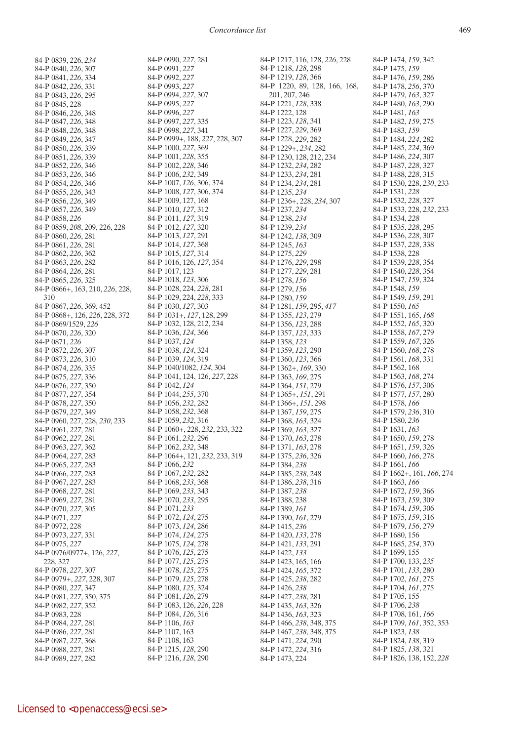84-P 0839, 226, *234*
84-P 0840, *226*, 307
84-P 0841, *226*, 334
84-P 0842, *226*, 331
84-P 0843, *226*, 295
84-P 0845, 228
84-P 0846, *226*, 348
84-P 0847, *226*, 348
84-P 0848, *226*, 348
84-P 0849, *226*, 347
84-P 0850, *226*, 339
84-P 0851, *226*, 339
84-P 0852, *226*, 346
84-P 0853, *226*, 346
84-P 0854, *226*, 346
84-P 0855, *226*, 343
84-P 0856, *226*, 349
84-P 0857, *226*, 349
84-P 0858, *226*
84-P 0859, *208*, 209, 226, 228
84-P 0860, *226*, 281
84-P 0861, *226*, 281
84-P 0862, *226*, 362
84-P 0863, *226*, 282
84-P 0864, *226*, 281
84-P 0865, *226*, 325
84-P 0866+, 163, 210, *226*, 228, 310
84-P 0867, *226*, 369, 452
84-P 0868+, 126, *226*, 228, 372
84-P 0869/1529, *226*
84-P 0870, *226*, 320
84-P 0871, *226*
84-P 0872, *226*, 307
84-P 0873, *226*, 310
84-P 0874, *226*, 335
84-P 0875, *227*, 336
84-P 0876, *227*, 350
84-P 0877, *227*, 354
84-P 0878, *227*, 350
84-P 0879, *227*, 349
84-P 0960, 227, 228, *230*, 233
84-P 0961, *227*, 281
84-P 0962, *227*, 281
84-P 0963, *227*, 362
84-P 0964, *227*, 283
84-P 0965, *227*, 283
84-P 0966, *227*, 283
84-P 0967, *227*, 283
84-P 0968, *227*, 281
84-P 0969, *227*, 281
84-P 0970, *227*, 305
84-P 0971, *227*
84-P 0972, 228
84-P 0973, *227*, 331
84-P 0975, *227*
84-P 0976/0977+, 126, *227*, 228, 327
84-P 0978, *227*, 307
84-P 0979+, *227*, 228, 307
84-P 0980, *227*, 347
84-P 0981, *227*, 350, 375
84-P 0982, *227*, 352
84-P 0983, 228
84-P 0984, *227*, 281
84-P 0986, *227*, 281
84-P 0987, *227*, 368
84-P 0988, 227, 281
84-P 0989, *227*, 282
84-P 0990, *227*, 281
84-P 0991, *227*
84-P 0992, *227*
84-P 0993, *227*
84-P 0994, *227*, 307
84-P 0995, *227*
84-P 0996, *227*
84-P 0997, *227*, 335
84-P 0998, *227*, 341
84-P 0999+, 188, *227*, 228, 307
84-P 1000, *227*, 369
84-P 1001, *228*, 355
84-P 1002, *228*, 346
84-P 1006, *232*, 349
84-P 1007, *126*, 306, 374
84-P 1008, *127*, 306, 374
84-P 1009, 127, 168
84-P 1010, *127*, 312
84-P 1011, *127*, 319
84-P 1012, *127*, 320
84-P 1013, *127*, 291
84-P 1014, *127*, 368
84-P 1015, *127*, 314
84-P 1016, 126, *127*, 354
84-P 1017, 123
84-P 1018, *123*, 306
84-P 1028, 224, *228*, 281
84-P 1029, 224, *228*, 333
84-P 1030, *127*, 303
84-P 1031+, *127*, 128, 299
84-P 1032, 128, 212, 234
84-P 1036, *124*, 366
84-P 1037, *124*
84-P 1038, *124*, 324
84-P 1039, *124*, 319
84-P 1040/1082, *124*, 304
84-P 1041, 124, 126, *227*, 228
84-P 1042, *124*
84-P 1044, *255*, 370
84-P 1056, *232*, 282
84-P 1058, *232*, 368
84-P 1059, *232*, 316
84-P 1060+, 228, *232*, 233, 322
84-P 1061, *232*, 296
84-P 1062, *232*, 348
84-P 1064+, 121, *232*, 233, 319
84-P 1066, *232*
84-P 1067, *232*, 282
84-P 1068, *233*, 368
84-P 1069, *233*, 343
84-P 1070, *233*, 295
84-P 1071, *233*
84-P 1072, *124*, 275
84-P 1073, *124*, 286
84-P 1074, *124*, 275
84-P 1075, *124*, 278
84-P 1076, *125*, 275
84-P 1077, *125*, 275
84-P 1078, *125*, 275
84-P 1079, *125*, 278
84-P 1080, *125*, 324
84-P 1081, *126*, 279
84-P 1083, 126, *226*, 228
84-P 1084, *126*, 316
84-P 1106, *163*
84-P 1107, 163
84-P 1108, 163
84-P 1215, *128*, 290
84-P 1216, *128*, 290
84-P 1217, 116, 128, *226*, 228
84-P 1218, *128*, 298
84-P 1219, *128*, 366
84-P 1220, 89, 128, 166, 168, 201, 207, 246
84-P 1221, *128*, 338
84-P 1222, 128
84-P 1223, *128*, 341
84-P 1227, *229*, 369
84-P 1228, *229*, 282
84-P 1229+, *234*, 282
84-P 1230, 128, 212, 234
84-P 1232, *234*, 282
84-P 1233, *234*, 281
84-P 1234, *234*, 281
84-P 1235, *234*
84-P 1236+, 228, *234*, 307
84-P 1237, *234*
84-P 1238, *234*
84-P 1239, *234*
84-P 1242, *138*, 309
84-P 1245, *163*
84-P 1275, *229*
84-P 1276, *229*, 298
84-P 1277, *229*, 281
84-P 1278, *156*
84-P 1279, *156*
84-P 1280, *159*
84-P 1281, *159*, 295, *417*
84-P 1355, *123*, 279
84-P 1356, *123*, 288
84-P 1357, *123*, 333
84-P 1358, *123*
84-P 1359, *123*, 290
84-P 1360, *123*, 366
84-P 1362+, *169*, 330
84-P 1363, *169*, 275
84-P 1364, *151*, 279
84-P 1365+, *151*, 291
84-P 1366+, *151*, 298
84-P 1367, *159*, 275
84-P 1368, *163*, 324
84-P 1369, *163*, 327
84-P 1370, *163*, 278
84-P 1371, *163*, 278
84-P 1375, *236*, 326
84-P 1384, *238*
84-P 1385, *238*, 248
84-P 1386, *238*, 316
84-P 1387, *238*
84-P 1388, 238
84-P 1389, *161*
84-P 1390, *161*, 279
84-P 1415, *236*
84-P 1420, *133*, 278
84-P 1421, *133*, 291
84-P 1422, *133*
84-P 1423, 165, 166
84-P 1424, *165*, 372
84-P 1425, *238*, 282
84-P 1426, *238*
84-P 1427, *238*, 281
84-P 1435, *163*, 326
84-P 1436, *163*, 323
84-P 1466, *238*, 348, 375
84-P 1467, *238*, 348, 375
84-P 1471, *224*, 290
84-P 1472, *224*, 316
84-P 1473, 224
84-P 1474, *159*, 342
84-P 1475, *159*
84-P 1476, *159*, 286
84-P 1478, *256*, 370
84-P 1479, *163*, 327
84-P 1480, *163*, 290
84-P 1481, *163*
84-P 1482, *159*, 275
84-P 1483, *159*
84-P 1484, *224*, 282
84-P 1485, *224*, 369
84-P 1486, *224*, 307
84-P 1487, *228*, 327
84-P 1488, *228*, 315
84-P 1530, 228, *230*, 233
84-P 1531, *228*
84-P 1532, *228*, 327
84-P 1533, 228, *232*, 233
84-P 1534, *228*
84-P 1535, *228*, 295
84-P 1536, *228*, 307
84-P 1537, *228*, 338
84-P 1538, 228
84-P 1539, *228*, 354
84-P 1540, *228*, 354
84-P 1547, *159*, 324
84-P 1548, *159*
84-P 1549, *159*, 291
84-P 1550, *165*
84-P 1551, 165, *168*
84-P 1552, *165*, 320
84-P 1558, *167*, 279
84-P 1559, *167*, 326
84-P 1560, *168*, 278
84-P 1561, *168*, 331
84-P 1562, 168
84-P 1563, *168*, 274
84-P 1576, *157*, 306
84-P 1577, *157*, 280
84-P 1578, *166*
84-P 1579, *236*, 310
84-P 1580, *236*
84-P 1631, *163*
84-P 1650, *159*, 278
84-P 1651, *159*, 326
84-P 1660, *166*, 278
84-P 1661, *166*
84-P 1662+, 161, *166*, 274
84-P 1663, *166*
84-P 1672, *159*, 366
84-P 1673, *159*, 309
84-P 1674, *159*, 306
84-P 1675, *159*, 316
84-P 1679, *156*, 279
84-P 1680, 156
84-P 1685, *254*, 370
84-P 1699, 155
84-P 1700, 133, *235*
84-P 1701, *133*, 280
84-P 1702, *161*, 275
84-P 1704, *161*, 275
84-P 1705, 155
84-P 1706, *238*
84-P 1708, 161, *166*
84-P 1709, *161*, 352, 353
84-P 1823, *138*
84-P 1824, *138*, 319
84-P 1825, *138*, 321
84-P 1826, 138, 152, *228*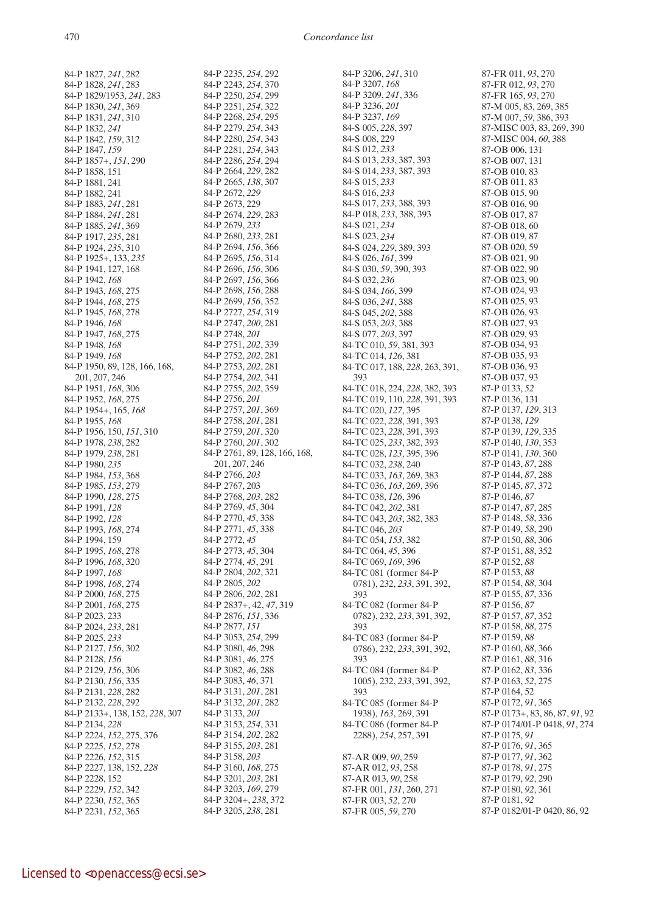84-P 1827, *241*, 282
84-P 1828, *241*, 283
84-P 1829/1953, *241*, 283
84-P 1830, *241*, 369
84-P 1831, *241*, 310
84-P 1832, *241*
84-P 1842, *159*, 312
84-P 1847, *159*
84-P 1857+, *151*, 290
84-P 1858, 151
84-P 1881, 241
84-P 1882, 241
84-P 1883, *241*, 281
84-P 1884, *241*, 281
84-P 1885, *241*, 369
84-P 1917, *235*, 281
84-P 1924, *235*, 310
84-P 1925+, 133, *235*
84-P 1941, 127, 168
84-P 1942, *168*
84-P 1943, *168*, 275
84-P 1944, *168*, 275
84-P 1945, *168*, 278
84-P 1946, *168*
84-P 1947, *168*, 275
84-P 1948, *168*
84-P 1949, *168*
84-P 1950, 89, 128, 166, 168, 201, 207, 246
84-P 1951, *168*, 306
84-P 1952, *168*, 275
84-P 1954+, 165, *168*
84-P 1955, *168*
84-P 1956, 150, *151*, 310
84-P 1978, *238*, 282
84-P 1979, *238*, 281
84-P 1980, *235*
84-P 1984, *153*, 368
84-P 1985, *153*, 279
84-P 1990, *128*, 275
84-P 1991, *128*
84-P 1992, *128*
84-P 1993, *168*, 274
84-P 1994, 159
84-P 1995, *168*, 278
84-P 1996, *168*, 320
84-P 1997, *168*
84-P 1998, *168*, 274
84-P 2000, *168*, 275
84-P 2001, *168*, 275
84-P 2023, 233
84-P 2024, *233*, 281
84-P 2025, *233*
84-P 2127, *156*, 302
84-P 2128, *156*
84-P 2129, *156*, 306
84-P 2130, *156*, 335
84-P 2131, *228*, 282
84-P 2132, *228*, 292
84-P 2133+, 138, 152, *228*, 307
84-P 2134, *228*
84-P 2224, *152*, 275, 376
84-P 2225, *152*, 278
84-P 2226, *152*, 315
84-P 2227, 138, 152, *228*
84-P 2228, 152
84-P 2229, *152*, 342
84-P 2230, *152*, 365
84-P 2231, *152*, 365
84-P 2235, *254*, 292
84-P 2243, *254*, 370
84-P 2250, *254*, 299
84-P 2251, *254*, 322
84-P 2268, *254*, 295
84-P 2279, *254*, 343
84-P 2280, *254*, 343
84-P 2281, *254*, 343
84-P 2286, *254*, 294
84-P 2664, *229*, 282
84-P 2665, *138*, 307
84-P 2672, *229*
84-P 2673, 229
84-P 2674, *229*, 283
84-P 2679, *233*
84-P 2680, *233*, 281
84-P 2694, *156*, 366
84-P 2695, *156*, 314
84-P 2696, *156*, 306
84-P 2697, *156*, 366
84-P 2698, *156*, 288
84-P 2699, *156*, 352
84-P 2727, *254*, 319
84-P 2747, *200*, 281
84-P 2748, *201*
84-P 2751, *202*, 339
84-P 2752, *202*, 281
84-P 2753, *202*, 281
84-P 2754, *202*, 341
84-P 2755, *202*, 359
84-P 2756, *201*
84-P 2757, *201*, 369
84-P 2758, *201*, 281
84-P 2759, *201*, 320
84-P 2760, *201*, 302
84-P 2761, 89, 128, 166, 168, 201, 207, 246
84-P 2766, *203*
84-P 2767, 203
84-P 2768, *203*, 282
84-P 2769, *45*, 304
84-P 2770, *45*, 338
84-P 2771, *45*, 338
84-P 2772, *45*
84-P 2773, *45*, 304
84-P 2774, *45*, 291
84-P 2804, *202*, 321
84-P 2805, *202*
84-P 2806, *202*, 281
84-P 2837+, 42, *47*, 319
84-P 2876, *151*, 336
84-P 2877, *151*
84-P 3053, *254*, 299
84-P 3080, *46*, 298
84-P 3081, *46*, 275
84-P 3082, *46*, 288
84-P 3083, *46*, 371
84-P 3131, *201*, 281
84-P 3132, *201*, 282
84-P 3133, *201*
84-P 3153, *254*, 331
84-P 3154, *202*, 282
84-P 3155, *203*, 281
84-P 3158, *203*
84-P 3160, *168*, 275
84-P 3201, *203*, 281
84-P 3203, *169*, 279
84-P 3204+, *238*, 372
84-P 3205, *238*, 281
84-P 3206, *241*, 310
84-P 3207, *168*
84-P 3209, *241*, 336
84-P 3236, *201*
84-P 3237, *169*
84-S 005, *228*, 397
84-S 008, 229
84-S 012, *233*
84-S 013, *233*, 387, 393
84-S 014, *233*, 387, 393
84-S 015, *233*
84-S 016, *233*
84-S 017, *233*, 388, 393
84-P 018, *233*, 388, 393
84-S 021, *234*
84-S 023, *234*
84-S 024, *229*, 389, 393
84-S 026, *161*, 399
84-S 030, *59*, 390, 393
84-S 032, *236*
84-S 034, *166*, 399
84-S 036, *241*, 388
84-S 045, *202*, 388
84-S 053, *203*, 388
84-S 077, *203*, 397
84-TC 010, *59*, 381, 393
84-TC 014, *126*, 381
84-TC 017, 188, *228*, 263, 391, 393
84-TC 018, 224, *228*, 382, 393
84-TC 019, 110, *228*, 391, 393
84-TC 020, *127*, 395
84-TC 022, *228*, 391, 393
84-TC 023, *228*, 391, 393
84-TC 025, *233*, 382, 393
84-TC 028, *123*, 395, 396
84-TC 032, *238*, 240
84-TC 033, *163*, 269, 383
84-TC 036, *163*, 269, 396
84-TC 038, *126*, 396
84-TC 042, *202*, 381
84-TC 043, *203*, 382, 383
84-TC 046, *203*
84-TC 054, *153*, 382
84-TC 064, *45*, 396
84-TC 069, *169*, 396
84-TC 081 (former 84-P 0781), 232, *233*, 391, 392, 393
84-TC 082 (former 84-P 0782), 232, *233*, 391, 392, 393
84-TC 083 (former 84-P 0786), 232, *233*, 391, 392, 393
84-TC 084 (former 84-P 1005), 232, *233*, 391, 392, 393
84-TC 085 (former 84-P 1938), *163*, 269, 391
84-TC 086 (former 84-P 2288), *254*, 257, 391

87-AR 009, *90*, 259
87-AR 012, *93*, 258
87-AR 013, *90*, 258
87-FR 001, *131*, 260, 271
87-FR 003, *52*, 270
87-FR 005, *59*, 270
87-FR 011, *93*, 270
87-FR 012, *93*, 270
87-FR 165, *93*, 270
87-M 005, 83, 269, 385
87-M 007, *59*, 386, 393
87-MISC 003, 83, 269, 390
87-MISC 004, *60*, 388
87-OB 006, 131
87-OB 007, 131
87-OB 010, 83
87-OB 011, 83
87-OB 015, 90
87-OB 016, 90
87-OB 017, 87
87-OB 018, 60
87-OB 019, 87
87-OB 020, 59
87-OB 021, 90
87-OB 022, 90
87-OB 023, 90
87-OB 024, 93
87-OB 025, 93
87-OB 026, 93
87-OB 027, 93
87-OB 029, 93
87-OB 034, 93
87-OB 035, 93
87-OB 036, 93
87-OB 037, 93
87-P 0133, *52*
87-P 0136, 131
87-P 0137, *129*, 313
87-P 0138, *129*
87-P 0139, *129*, 335
87-P 0140, *130*, 353
87-P 0141, *130*, 360
87-P 0143, *87*, 288
87-P 0144, *87*, 288
87-P 0145, *87*, 372
87-P 0146, *87*
87-P 0147, *87*, 285
87-P 0148, *58*, 336
87-P 0149, *58*, 290
87-P 0150, *88*, 306
87-P 0151, *88*, 352
87-P 0152, *88*
87-P 0153, *88*
87-P 0154, *88*, 304
87-P 0155, *87*, 336
87-P 0156, *87*
87-P 0157, *87*, 352
87-P 0158, *88*, 275
87-P 0159, *88*
87-P 0160, *88*, 366
87-P 0161, *88*, 316
87-P 0162, *83*, 336
87-P 0163, *52*, 275
87-P 0164, 52
87-P 0172, *91*, 365
87-P 0173+, 83, 86, 87, *91*, 92
87-P 0174/01-P 0418, *91*, 274
87-P 0175, *91*
87-P 0176, *91*, 365
87-P 0177, *91*, 362
87-P 0178, *91*, 275
87-P 0179, *92*, 290
87-P 0180, *92*, 361
87-P 0181, *92*
87-P 0182/01-P 0420, 86, 92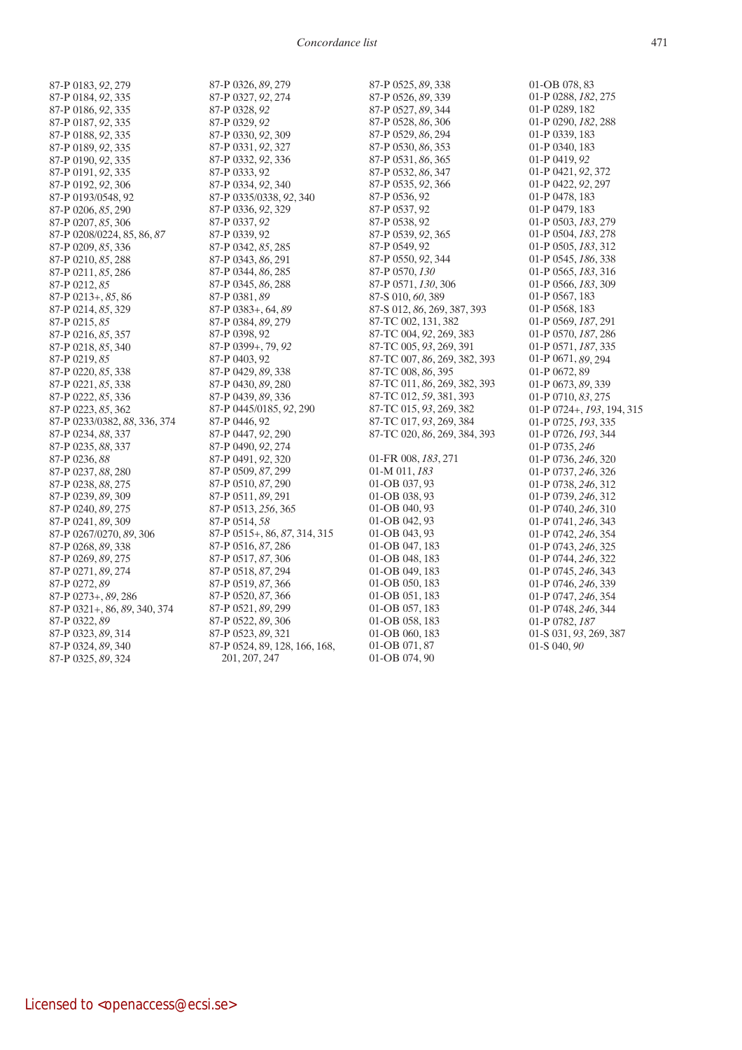87-P 0183, *92*, 279
87-P 0184, *92*, 335
87-P 0186, *92*, 335
87-P 0187, *92*, 335
87-P 0188, *92*, 335
87-P 0189, *92*, 335
87-P 0190, *92*, 335
87-P 0191, *92*, 335
87-P 0192, *92*, 306
87-P 0193/0548, 92
87-P 0206, *85*, 290
87-P 0207, *85*, 306
87-P 0208/0224, 85, 86, *87*
87-P 0209, *85*, 336
87-P 0210, *85*, 288
87-P 0211, *85*, 286
87-P 0212, *85*
87-P 0213+, *85*, 86
87-P 0214, *85*, 329
87-P 0215, *85*
87-P 0216, *85*, 357
87-P 0218, *85*, 340
87-P 0219, *85*
87-P 0220, *85*, 338
87-P 0221, *85*, 338
87-P 0222, *85*, 336
87-P 0223, *85*, 362
87-P 0233/0382, *88*, 336, 374
87-P 0234, *88*, 337
87-P 0235, *88*, 337
87-P 0236, *88*
87-P 0237, *88*, 280
87-P 0238, *88*, 275
87-P 0239, *89*, 309
87-P 0240, *89*, 275
87-P 0241, *89*, 309
87-P 0267/0270, *89*, 306
87-P 0268, *89*, 338
87-P 0269, *89*, 275
87-P 0271, *89*, 274
87-P 0272, *89*
87-P 0273+, *89*, 286
87-P 0321+, 86, *89*, 340, 374
87-P 0322, *89*
87-P 0323, *89*, 314
87-P 0324, *89*, 340
87-P 0325, *89*, 324
87-P 0326, *89*, 279
87-P 0327, *92*, 274
87-P 0328, *92*
87-P 0329, *92*
87-P 0330, *92*, 309
87-P 0331, *92*, 327
87-P 0332, *92*, 336
87-P 0333, 92
87-P 0334, *92*, 340
87-P 0335/0338, *92*, 340
87-P 0336, *92*, 329
87-P 0337, *92*
87-P 0339, 92
87-P 0342, *85*, 285
87-P 0343, *86*, 291
87-P 0344, *86*, 285
87-P 0345, *86*, 288
87-P 0381, *89*
87-P 0383+, 64, *89*
87-P 0384, *89*, 279
87-P 0398, 92
87-P 0399+, 79, *92*
87-P 0403, 92
87-P 0429, *89*, 338
87-P 0430, *89*, 280
87-P 0439, *89*, 336
87-P 0445/0185, *92*, 290
87-P 0446, 92
87-P 0447, *92*, 290
87-P 0490, *92*, 274
87-P 0491, *92*, 320
87-P 0509, *87*, 299
87-P 0510, *87*, 290
87-P 0511, *89*, 291
87-P 0513, *256*, 365
87-P 0514, *58*
87-P 0515+, 86, *87*, 314, 315
87-P 0516, *87*, 286
87-P 0517, *87*, 306
87-P 0518, *87*, 294
87-P 0519, *87*, 366
87-P 0520, *87*, 366
87-P 0521, *89*, 299
87-P 0522, *89*, 306
87-P 0523, *89*, 321
87-P 0524, 89, 128, 166, 168, 201, 207, 247
87-P 0525, *89*, 338
87-P 0526, *89*, 339
87-P 0527, *89*, 344
87-P 0528, *86*, 306
87-P 0529, *86*, 294
87-P 0530, *86*, 353
87-P 0531, *86*, 365
87-P 0532, *86*, 347
87-P 0535, *92*, 366
87-P 0536, 92
87-P 0537, 92
87-P 0538, 92
87-P 0539, *92*, 365
87-P 0549, 92
87-P 0550, *92*, 344
87-P 0570, *130*
87-P 0571, *130*, 306
87-S 010, *60*, 389
87-S 012, *86*, 269, 387, 393
87-TC 002, 131, 382
87-TC 004, *92*, 269, 383
87-TC 005, *93*, 269, 391
87-TC 007, *86*, 269, 382, 393
87-TC 008, *86*, 395
87-TC 011, *86*, 269, 382, 393
87-TC 012, *59*, 381, 393
87-TC 015, *93*, 269, 382
87-TC 017, *93*, 269, 384
87-TC 020, *86*, 269, 384, 393

01-FR 008, *183*, 271
01-M 011, *183*
01-OB 037, 93
01-OB 038, 93
01-OB 040, 93
01-OB 042, 93
01-OB 043, 93
01-OB 047, 183
01-OB 048, 183
01-OB 049, 183
01-OB 050, 183
01-OB 051, 183
01-OB 057, 183
01-OB 058, 183
01-OB 060, 183
01-OB 071, 87
01-OB 074, 90
01-OB 078, 83
01-P 0288, *182*, 275
01-P 0289, 182
01-P 0290, *182*, 288
01-P 0339, 183
01-P 0340, 183
01-P 0419, *92*
01-P 0421, *92*, 372
01-P 0422, *92*, 297
01-P 0478, 183
01-P 0479, 183
01-P 0503, *183*, 279
01-P 0504, *183*, 278
01-P 0505, *183*, 312
01-P 0545, *186*, 338
01-P 0565, *183*, 316
01-P 0566, *183*, 309
01-P 0567, 183
01-P 0568, 183
01-P 0569, *187*, 291
01-P 0570, *187*, 286
01-P 0571, *187*, 335
01-P 0671, *89*, 294
01-P 0672, 89
01-P 0673, *89*, 339
01-P 0710, *83*, 275
01-P 0724+, *193*, 194, 315
01-P 0725, *193*, 335
01-P 0726, *193*, 344
01-P 0735, *246*
01-P 0736, *246*, 320
01-P 0737, *246*, 326
01-P 0738, *246*, 312
01-P 0739, *246*, 312
01-P 0740, *246*, 310
01-P 0741, *246*, 343
01-P 0742, *246*, 354
01-P 0743, *246*, 325
01-P 0744, *246*, 322
01-P 0745, *246*, 343
01-P 0746, *246*, 339
01-P 0747, *246*, 354
01-P 0748, *246*, 344
01-P 0782, *187*
01-S 031, *93*, 269, 387
01-S 040, *90*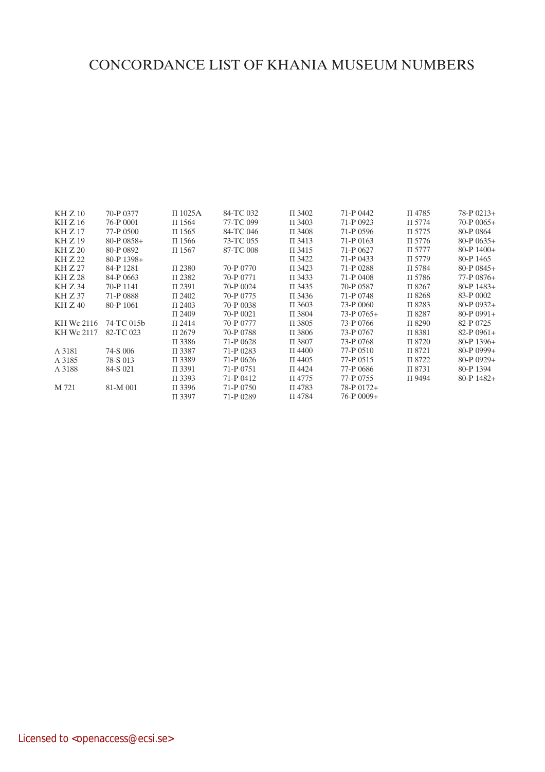# CONCORDANCE LIST OF KHANIA MUSEUM NUMBERS

| | | | | | | | |
|---|---|---|---|---|---|---|---|
| KH Z 10 | 70-P 0377 | Π 1025A | 84-TC 032 | Π 3402 | 71-P 0442 | Π 4785 | 78-P 0213+ |
| KH Z 16 | 76-P 0001 | Π 1564 | 77-TC 099 | Π 3403 | 71-P 0923 | Π 5774 | 70-P 0065+ |
| KH Z 17 | 77-P 0500 | Π 1565 | 84-TC 046 | Π 3408 | 71-P 0596 | Π 5775 | 80-P 0864 |
| KH Z 19 | 80-P 0858+ | Π 1566 | 73-TC 055 | Π 3413 | 71-P 0163 | Π 5776 | 80-P 0635+ |
| KH Z 20 | 80-P 0892 | Π 1567 | 87-TC 008 | Π 3415 | 71-P 0627 | Π 5777 | 80-P 1400+ |
| KH Z 22 | 80-P 1398+ | | | Π 3422 | 71-P 0433 | Π 5779 | 80-P 1465 |
| KH Z 27 | 84-P 1281 | Π 2380 | 70-P 0770 | Π 3423 | 71-P 0288 | Π 5784 | 80-P 0845+ |
| KH Z 28 | 84-P 0663 | Π 2382 | 70-P 0771 | Π 3433 | 71-P 0408 | Π 5786 | 77-P 0876+ |
| KH Z 34 | 70-P 1141 | Π 2391 | 70-P 0024 | Π 3435 | 70-P 0587 | Π 8267 | 80-P 1483+ |
| KH Z 37 | 71-P 0888 | Π 2402 | 70-P 0775 | Π 3436 | 71-P 0748 | Π 8268 | 83-P 0002 |
| KH Z 40 | 80-P 1061 | Π 2403 | 70-P 0038 | Π 3603 | 73-P 0060 | Π 8283 | 80-P 0932+ |
| | | Π 2409 | 70-P 0021 | Π 3804 | 73-P 0765+ | Π 8287 | 80-P 0991+ |
| KH Wc 2116 | 74-TC 015b | Π 2414 | 70-P 0777 | Π 3805 | 73-P 0766 | Π 8290 | 82-P 0725 |
| KH Wc 2117 | 82-TC 023 | Π 2679 | 70-P 0788 | Π 3806 | 73-P 0767 | Π 8381 | 82-P 0961+ |
| | | Π 3386 | 71-P 0628 | Π 3807 | 73-P 0768 | Π 8720 | 80-P 1396+ |
| Λ 3181 | 74-S 006 | Π 3387 | 71-P 0283 | Π 4400 | 77-P 0510 | Π 8721 | 80-P 0999+ |
| Λ 3185 | 78-S 013 | Π 3389 | 71-P 0626 | Π 4405 | 77-P 0515 | Π 8722 | 80-P 0929+ |
| Λ 3188 | 84-S 021 | Π 3391 | 71-P 0751 | Π 4424 | 77-P 0686 | Π 8731 | 80-P 1394 |
| | | Π 3393 | 71-P 0412 | Π 4775 | 77-P 0755 | Π 9494 | 80-P 1482+ |
| M 721 | 81-M 001 | Π 3396 | 71-P 0750 | Π 4783 | 78-P 0172+ | | |
| | | Π 3397 | 71-P 0289 | Π 4784 | 76-P 0009+ | | |